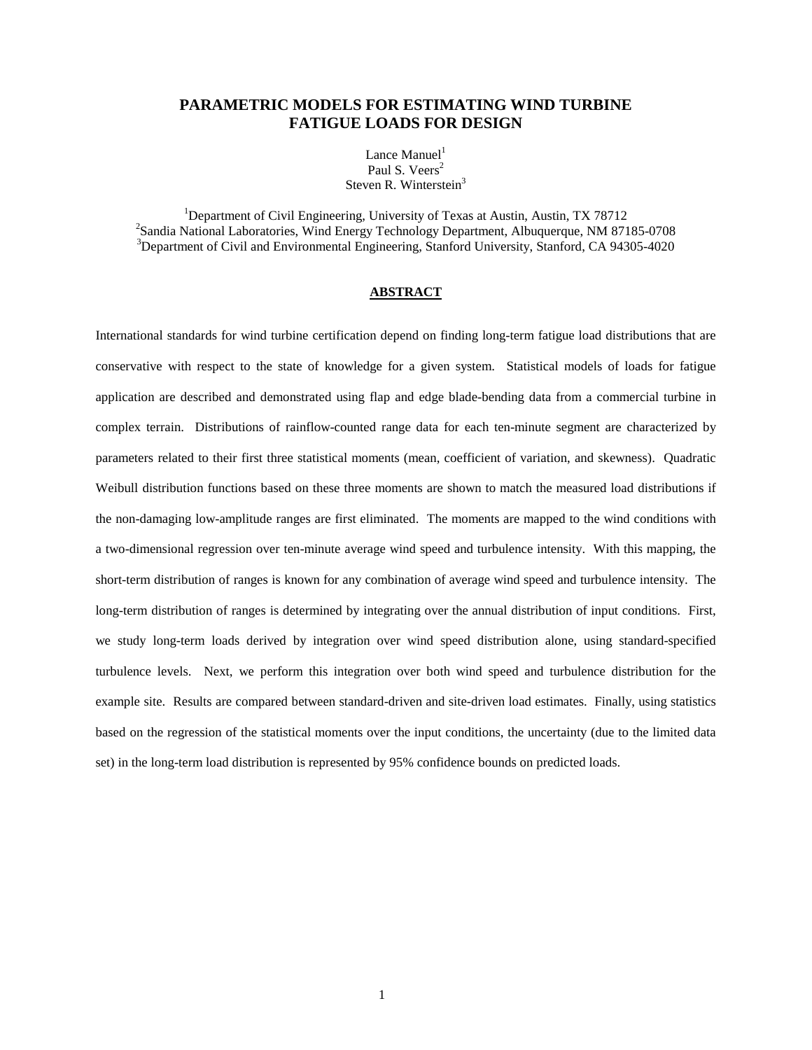# PARAMETRIC MODELS FOR ESTIMATING WIND TURBINE FATIGUE LOADS FOR DESIGN

Lance Manuel[1]
Paul S. Veers[2]
Steven R. Winterstein[3]

[1]Department of Civil Engineering, University of Texas at Austin, Austin, TX 78712
[2]Sandia National Laboratories, Wind Energy Technology Department, Albuquerque, NM 87185-0708
[3]Department of Civil and Environmental Engineering, Stanford University, Stanford, CA 94305-4020

## ABSTRACT

International standards for wind turbine certification depend on finding long-term fatigue load distributions that are conservative with respect to the state of knowledge for a given system. Statistical models of loads for fatigue application are described and demonstrated using flap and edge blade-bending data from a commercial turbine in complex terrain. Distributions of rainflow-counted range data for each ten-minute segment are characterized by parameters related to their first three statistical moments (mean, coefficient of variation, and skewness). Quadratic Weibull distribution functions based on these three moments are shown to match the measured load distributions if the non-damaging low-amplitude ranges are first eliminated. The moments are mapped to the wind conditions with a two-dimensional regression over ten-minute average wind speed and turbulence intensity. With this mapping, the short-term distribution of ranges is known for any combination of average wind speed and turbulence intensity. The long-term distribution of ranges is determined by integrating over the annual distribution of input conditions. First, we study long-term loads derived by integration over wind speed distribution alone, using standard-specified turbulence levels. Next, we perform this integration over both wind speed and turbulence distribution for the example site. Results are compared between standard-driven and site-driven load estimates. Finally, using statistics based on the regression of the statistical moments over the input conditions, the uncertainty (due to the limited data set) in the long-term load distribution is represented by 95% confidence bounds on predicted loads.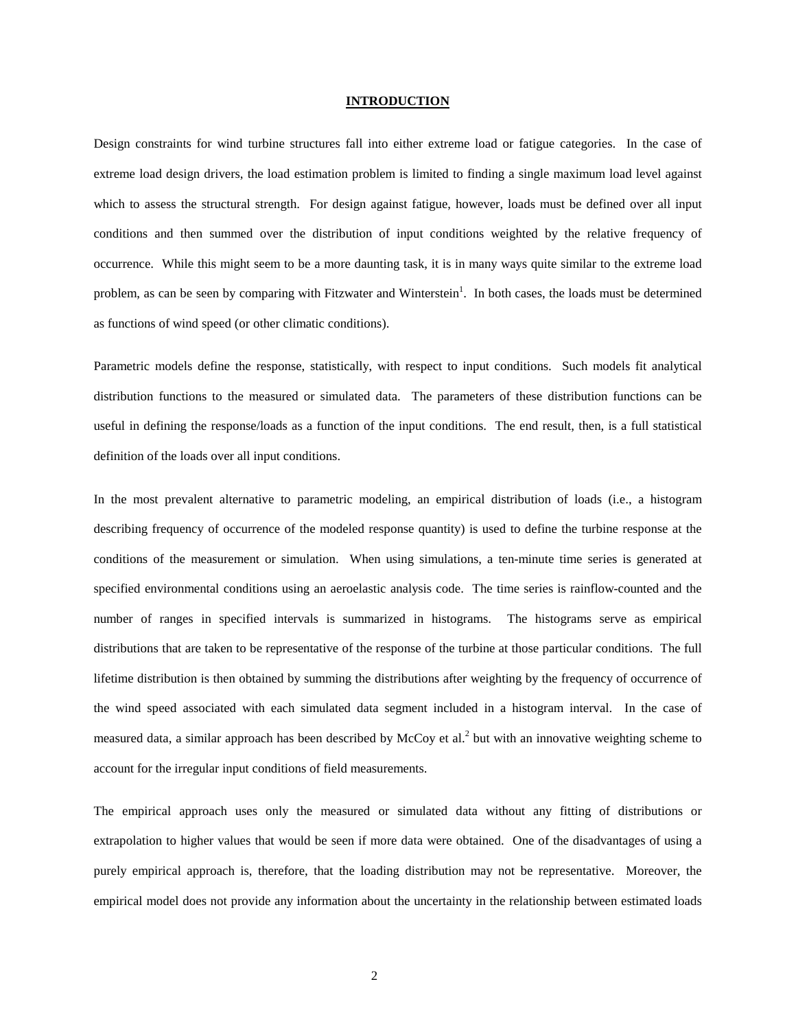## INTRODUCTION

Design constraints for wind turbine structures fall into either extreme load or fatigue categories. In the case of extreme load design drivers, the load estimation problem is limited to finding a single maximum load level against which to assess the structural strength. For design against fatigue, however, loads must be defined over all input conditions and then summed over the distribution of input conditions weighted by the relative frequency of occurrence. While this might seem to be a more daunting task, it is in many ways quite similar to the extreme load problem, as can be seen by comparing with Fitzwater and Winterstein[1]. In both cases, the loads must be determined as functions of wind speed (or other climatic conditions).

Parametric models define the response, statistically, with respect to input conditions. Such models fit analytical distribution functions to the measured or simulated data. The parameters of these distribution functions can be useful in defining the response/loads as a function of the input conditions. The end result, then, is a full statistical definition of the loads over all input conditions.

In the most prevalent alternative to parametric modeling, an empirical distribution of loads (i.e., a histogram describing frequency of occurrence of the modeled response quantity) is used to define the turbine response at the conditions of the measurement or simulation. When using simulations, a ten-minute time series is generated at specified environmental conditions using an aeroelastic analysis code. The time series is rainflow-counted and the number of ranges in specified intervals is summarized in histograms. The histograms serve as empirical distributions that are taken to be representative of the response of the turbine at those particular conditions. The full lifetime distribution is then obtained by summing the distributions after weighting by the frequency of occurrence of the wind speed associated with each simulated data segment included in a histogram interval. In the case of measured data, a similar approach has been described by McCoy et al.[2] but with an innovative weighting scheme to account for the irregular input conditions of field measurements.

The empirical approach uses only the measured or simulated data without any fitting of distributions or extrapolation to higher values that would be seen if more data were obtained. One of the disadvantages of using a purely empirical approach is, therefore, that the loading distribution may not be representative. Moreover, the empirical model does not provide any information about the uncertainty in the relationship between estimated loads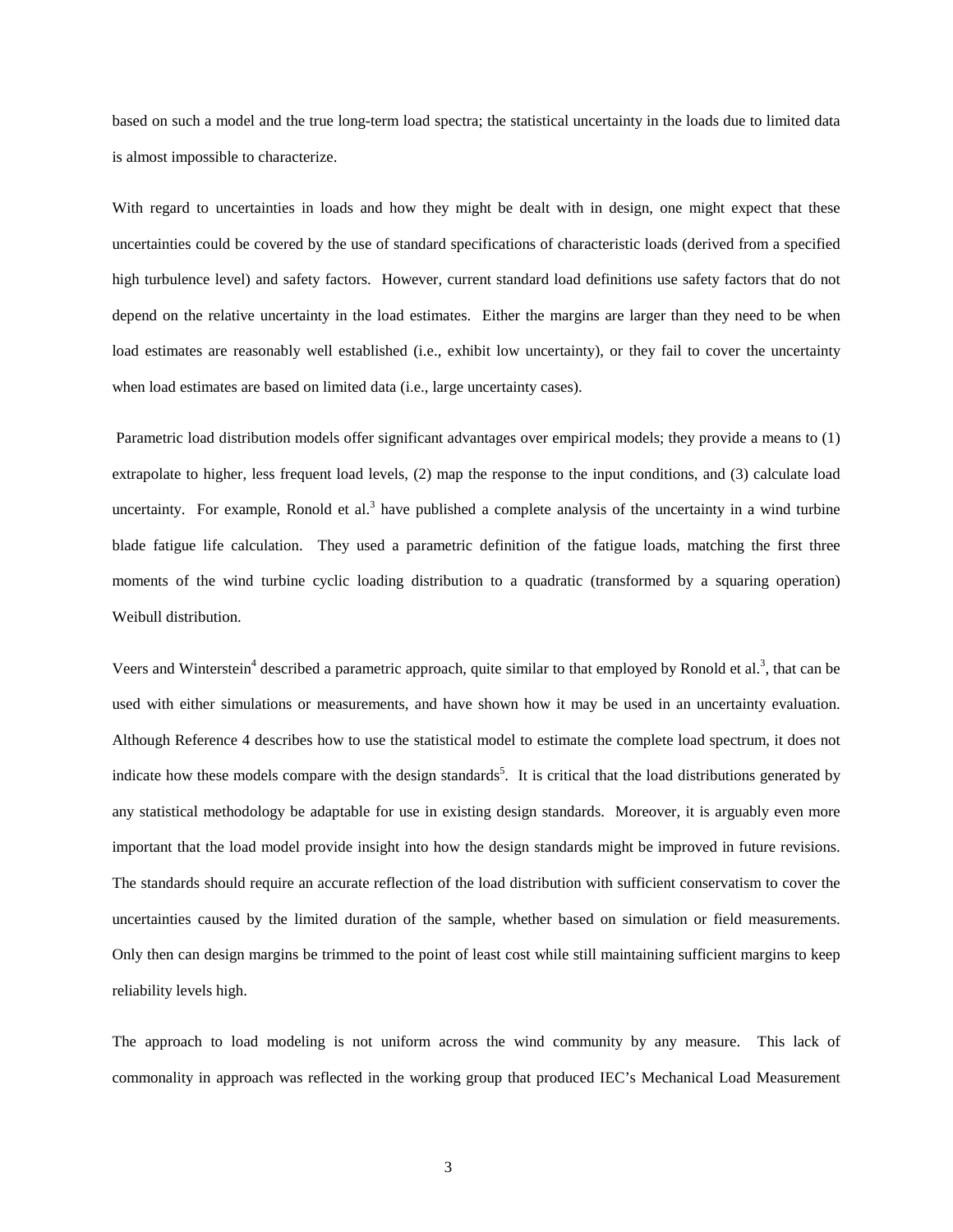based on such a model and the true long-term load spectra; the statistical uncertainty in the loads due to limited data is almost impossible to characterize.

With regard to uncertainties in loads and how they might be dealt with in design, one might expect that these uncertainties could be covered by the use of standard specifications of characteristic loads (derived from a specified high turbulence level) and safety factors. However, current standard load definitions use safety factors that do not depend on the relative uncertainty in the load estimates. Either the margins are larger than they need to be when load estimates are reasonably well established (i.e., exhibit low uncertainty), or they fail to cover the uncertainty when load estimates are based on limited data (i.e., large uncertainty cases).

Parametric load distribution models offer significant advantages over empirical models; they provide a means to (1) extrapolate to higher, less frequent load levels, (2) map the response to the input conditions, and (3) calculate load uncertainty. For example, Ronold et al.[3] have published a complete analysis of the uncertainty in a wind turbine blade fatigue life calculation. They used a parametric definition of the fatigue loads, matching the first three moments of the wind turbine cyclic loading distribution to a quadratic (transformed by a squaring operation) Weibull distribution.

Veers and Winterstein[4] described a parametric approach, quite similar to that employed by Ronold et al.[3], that can be used with either simulations or measurements, and have shown how it may be used in an uncertainty evaluation. Although Reference 4 describes how to use the statistical model to estimate the complete load spectrum, it does not indicate how these models compare with the design standards[5]. It is critical that the load distributions generated by any statistical methodology be adaptable for use in existing design standards. Moreover, it is arguably even more important that the load model provide insight into how the design standards might be improved in future revisions. The standards should require an accurate reflection of the load distribution with sufficient conservatism to cover the uncertainties caused by the limited duration of the sample, whether based on simulation or field measurements. Only then can design margins be trimmed to the point of least cost while still maintaining sufficient margins to keep reliability levels high.

The approach to load modeling is not uniform across the wind community by any measure. This lack of commonality in approach was reflected in the working group that produced IEC's Mechanical Load Measurement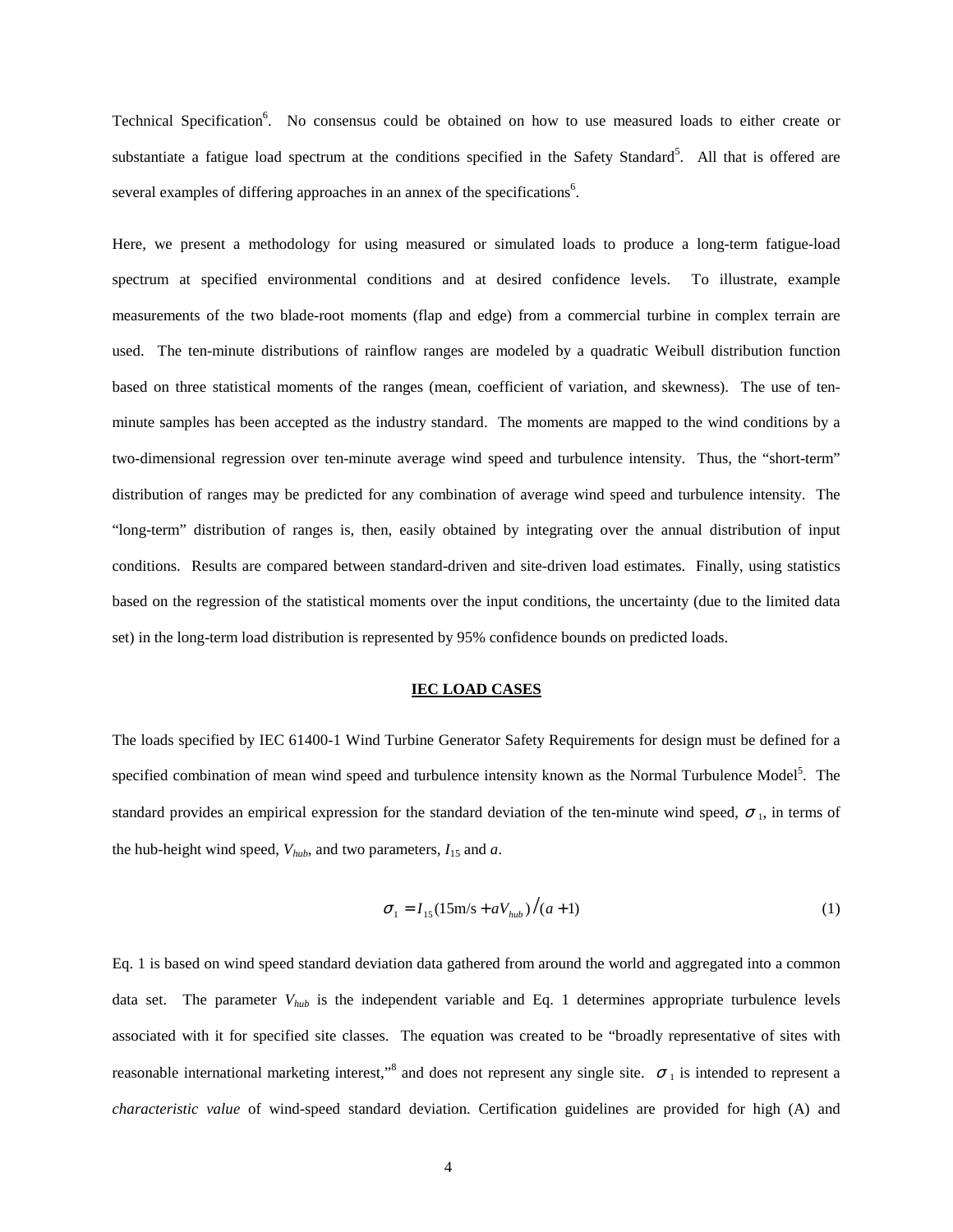Technical Specification[6]. No consensus could be obtained on how to use measured loads to either create or substantiate a fatigue load spectrum at the conditions specified in the Safety Standard[5]. All that is offered are several examples of differing approaches in an annex of the specifications[6].

Here, we present a methodology for using measured or simulated loads to produce a long-term fatigue-load spectrum at specified environmental conditions and at desired confidence levels. To illustrate, example measurements of the two blade-root moments (flap and edge) from a commercial turbine in complex terrain are used. The ten-minute distributions of rainflow ranges are modeled by a quadratic Weibull distribution function based on three statistical moments of the ranges (mean, coefficient of variation, and skewness). The use of ten-minute samples has been accepted as the industry standard. The moments are mapped to the wind conditions by a two-dimensional regression over ten-minute average wind speed and turbulence intensity. Thus, the "short-term" distribution of ranges may be predicted for any combination of average wind speed and turbulence intensity. The "long-term" distribution of ranges is, then, easily obtained by integrating over the annual distribution of input conditions. Results are compared between standard-driven and site-driven load estimates. Finally, using statistics based on the regression of the statistical moments over the input conditions, the uncertainty (due to the limited data set) in the long-term load distribution is represented by 95% confidence bounds on predicted loads.

## IEC LOAD CASES

The loads specified by IEC 61400-1 Wind Turbine Generator Safety Requirements for design must be defined for a specified combination of mean wind speed and turbulence intensity known as the Normal Turbulence Model[5]. The standard provides an empirical expression for the standard deviation of the ten-minute wind speed, $\sigma_1$, in terms of the hub-height wind speed, $V_{hub}$, and two parameters, $I_{15}$ and $a$.

$$\sigma_1 = I_{15}(15\text{m/s} + aV_{hub})/(a+1) \tag{1}$$

Eq. 1 is based on wind speed standard deviation data gathered from around the world and aggregated into a common data set. The parameter $V_{hub}$ is the independent variable and Eq. 1 determines appropriate turbulence levels associated with it for specified site classes. The equation was created to be "broadly representative of sites with reasonable international marketing interest,"[8] and does not represent any single site. $\sigma_1$ is intended to represent a *characteristic value* of wind-speed standard deviation. Certification guidelines are provided for high (A) and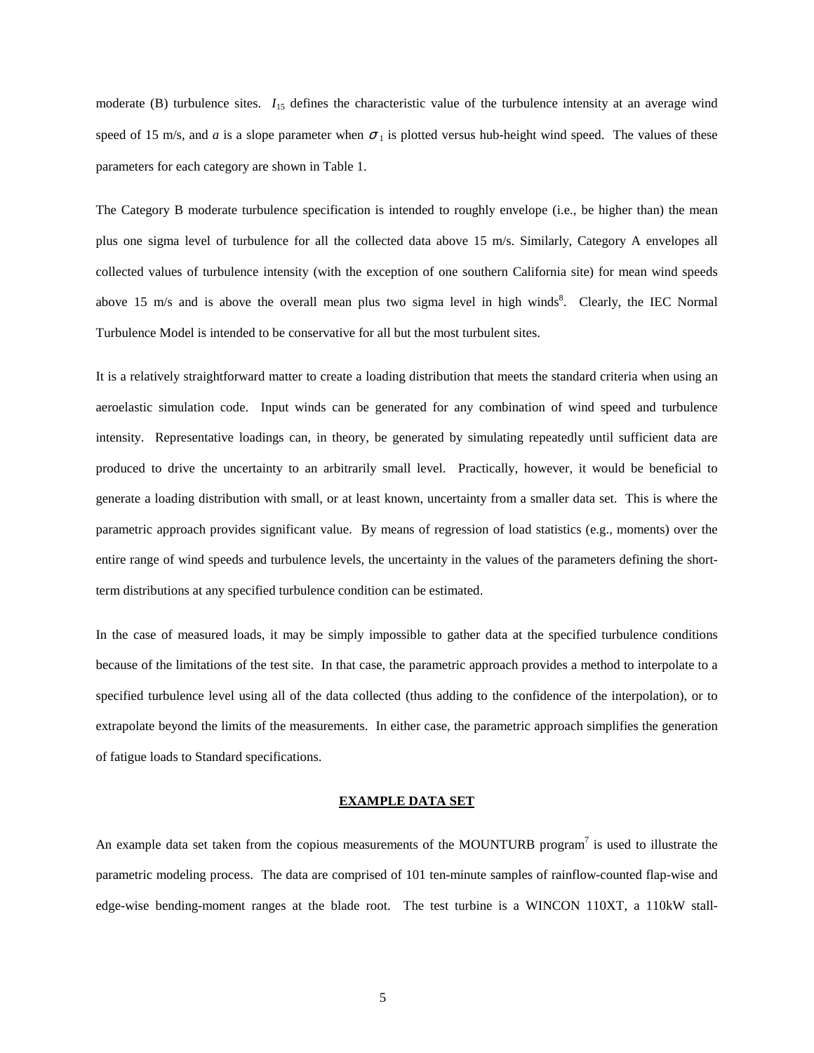moderate (B) turbulence sites. $I_{15}$ defines the characteristic value of the turbulence intensity at an average wind speed of 15 m/s, and $a$ is a slope parameter when $\sigma_1$ is plotted versus hub-height wind speed. The values of these parameters for each category are shown in Table 1.

The Category B moderate turbulence specification is intended to roughly envelope (i.e., be higher than) the mean plus one sigma level of turbulence for all the collected data above 15 m/s. Similarly, Category A envelopes all collected values of turbulence intensity (with the exception of one southern California site) for mean wind speeds above 15 m/s and is above the overall mean plus two sigma level in high winds[8]. Clearly, the IEC Normal Turbulence Model is intended to be conservative for all but the most turbulent sites.

It is a relatively straightforward matter to create a loading distribution that meets the standard criteria when using an aeroelastic simulation code. Input winds can be generated for any combination of wind speed and turbulence intensity. Representative loadings can, in theory, be generated by simulating repeatedly until sufficient data are produced to drive the uncertainty to an arbitrarily small level. Practically, however, it would be beneficial to generate a loading distribution with small, or at least known, uncertainty from a smaller data set. This is where the parametric approach provides significant value. By means of regression of load statistics (e.g., moments) over the entire range of wind speeds and turbulence levels, the uncertainty in the values of the parameters defining the short-term distributions at any specified turbulence condition can be estimated.

In the case of measured loads, it may be simply impossible to gather data at the specified turbulence conditions because of the limitations of the test site. In that case, the parametric approach provides a method to interpolate to a specified turbulence level using all of the data collected (thus adding to the confidence of the interpolation), or to extrapolate beyond the limits of the measurements. In either case, the parametric approach simplifies the generation of fatigue loads to Standard specifications.

## EXAMPLE DATA SET

An example data set taken from the copious measurements of the MOUNTURB program[7] is used to illustrate the parametric modeling process. The data are comprised of 101 ten-minute samples of rainflow-counted flap-wise and edge-wise bending-moment ranges at the blade root. The test turbine is a WINCON 110XT, a 110kW stall-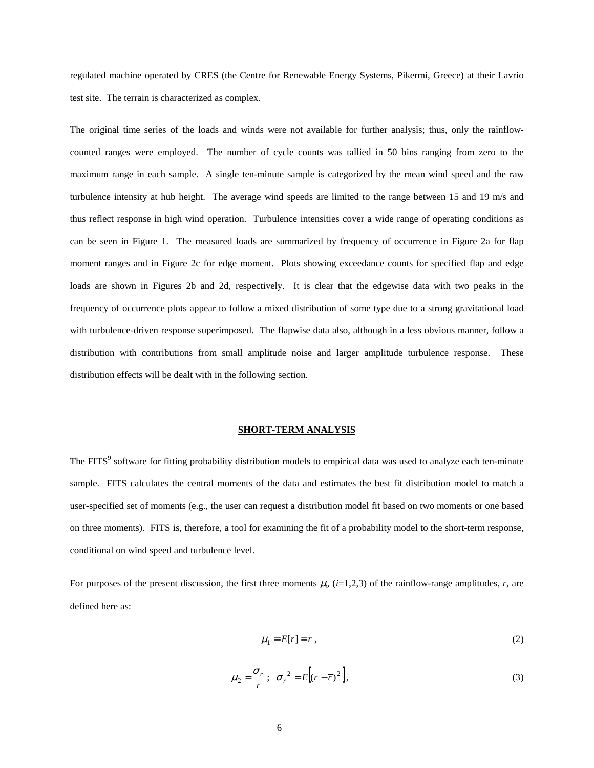regulated machine operated by CRES (the Centre for Renewable Energy Systems, Pikermi, Greece) at their Lavrio test site. The terrain is characterized as complex.

The original time series of the loads and winds were not available for further analysis; thus, only the rainflow-counted ranges were employed. The number of cycle counts was tallied in 50 bins ranging from zero to the maximum range in each sample. A single ten-minute sample is categorized by the mean wind speed and the raw turbulence intensity at hub height. The average wind speeds are limited to the range between 15 and 19 m/s and thus reflect response in high wind operation. Turbulence intensities cover a wide range of operating conditions as can be seen in Figure 1. The measured loads are summarized by frequency of occurrence in Figure 2a for flap moment ranges and in Figure 2c for edge moment. Plots showing exceedance counts for specified flap and edge loads are shown in Figures 2b and 2d, respectively. It is clear that the edgewise data with two peaks in the frequency of occurrence plots appear to follow a mixed distribution of some type due to a strong gravitational load with turbulence-driven response superimposed. The flapwise data also, although in a less obvious manner, follow a distribution with contributions from small amplitude noise and larger amplitude turbulence response. These distribution effects will be dealt with in the following section.

## SHORT-TERM ANALYSIS

The FITS[9] software for fitting probability distribution models to empirical data was used to analyze each ten-minute sample. FITS calculates the central moments of the data and estimates the best fit distribution model to match a user-specified set of moments (e.g., the user can request a distribution model fit based on two moments or one based on three moments). FITS is, therefore, a tool for examining the fit of a probability model to the short-term response, conditional on wind speed and turbulence level.

For purposes of the present discussion, the first three moments $\mu_i$, ($i$=1,2,3) of the rainflow-range amplitudes, $r$, are defined here as:

$$\mu_1 = E[r] = \bar{r}\ , \tag{2}$$

$$\mu_2 = \frac{\sigma_r}{\bar{r}}\ ;\ \ \sigma_r{}^2 = E\left[(r - \bar{r})^2\right], \tag{3}$$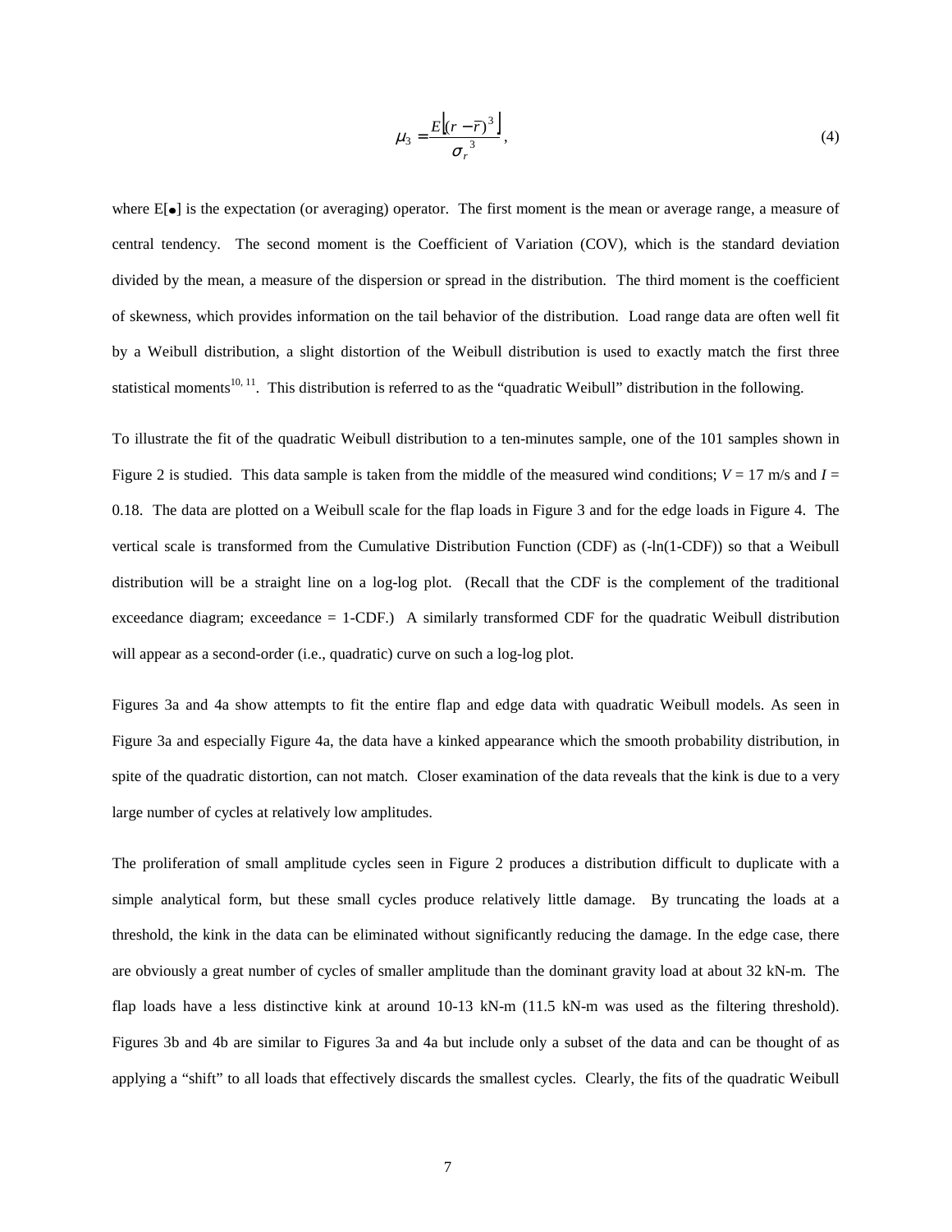$$\mu_3 = \frac{E\left[(r - \bar{r})^3\right]}{\sigma_r^{\;3}}, \tag{4}$$

where E[•] is the expectation (or averaging) operator. The first moment is the mean or average range, a measure of central tendency. The second moment is the Coefficient of Variation (COV), which is the standard deviation divided by the mean, a measure of the dispersion or spread in the distribution. The third moment is the coefficient of skewness, which provides information on the tail behavior of the distribution. Load range data are often well fit by a Weibull distribution, a slight distortion of the Weibull distribution is used to exactly match the first three statistical moments[10, 11]. This distribution is referred to as the "quadratic Weibull" distribution in the following.

To illustrate the fit of the quadratic Weibull distribution to a ten-minutes sample, one of the 101 samples shown in Figure 2 is studied. This data sample is taken from the middle of the measured wind conditions; $V$ = 17 m/s and $I$ = 0.18. The data are plotted on a Weibull scale for the flap loads in Figure 3 and for the edge loads in Figure 4. The vertical scale is transformed from the Cumulative Distribution Function (CDF) as (-ln(1-CDF)) so that a Weibull distribution will be a straight line on a log-log plot. (Recall that the CDF is the complement of the traditional exceedance diagram; exceedance = 1-CDF.) A similarly transformed CDF for the quadratic Weibull distribution will appear as a second-order (i.e., quadratic) curve on such a log-log plot.

Figures 3a and 4a show attempts to fit the entire flap and edge data with quadratic Weibull models. As seen in Figure 3a and especially Figure 4a, the data have a kinked appearance which the smooth probability distribution, in spite of the quadratic distortion, can not match. Closer examination of the data reveals that the kink is due to a very large number of cycles at relatively low amplitudes.

The proliferation of small amplitude cycles seen in Figure 2 produces a distribution difficult to duplicate with a simple analytical form, but these small cycles produce relatively little damage. By truncating the loads at a threshold, the kink in the data can be eliminated without significantly reducing the damage. In the edge case, there are obviously a great number of cycles of smaller amplitude than the dominant gravity load at about 32 kN-m. The flap loads have a less distinctive kink at around 10-13 kN-m (11.5 kN-m was used as the filtering threshold). Figures 3b and 4b are similar to Figures 3a and 4a but include only a subset of the data and can be thought of as applying a "shift" to all loads that effectively discards the smallest cycles. Clearly, the fits of the quadratic Weibull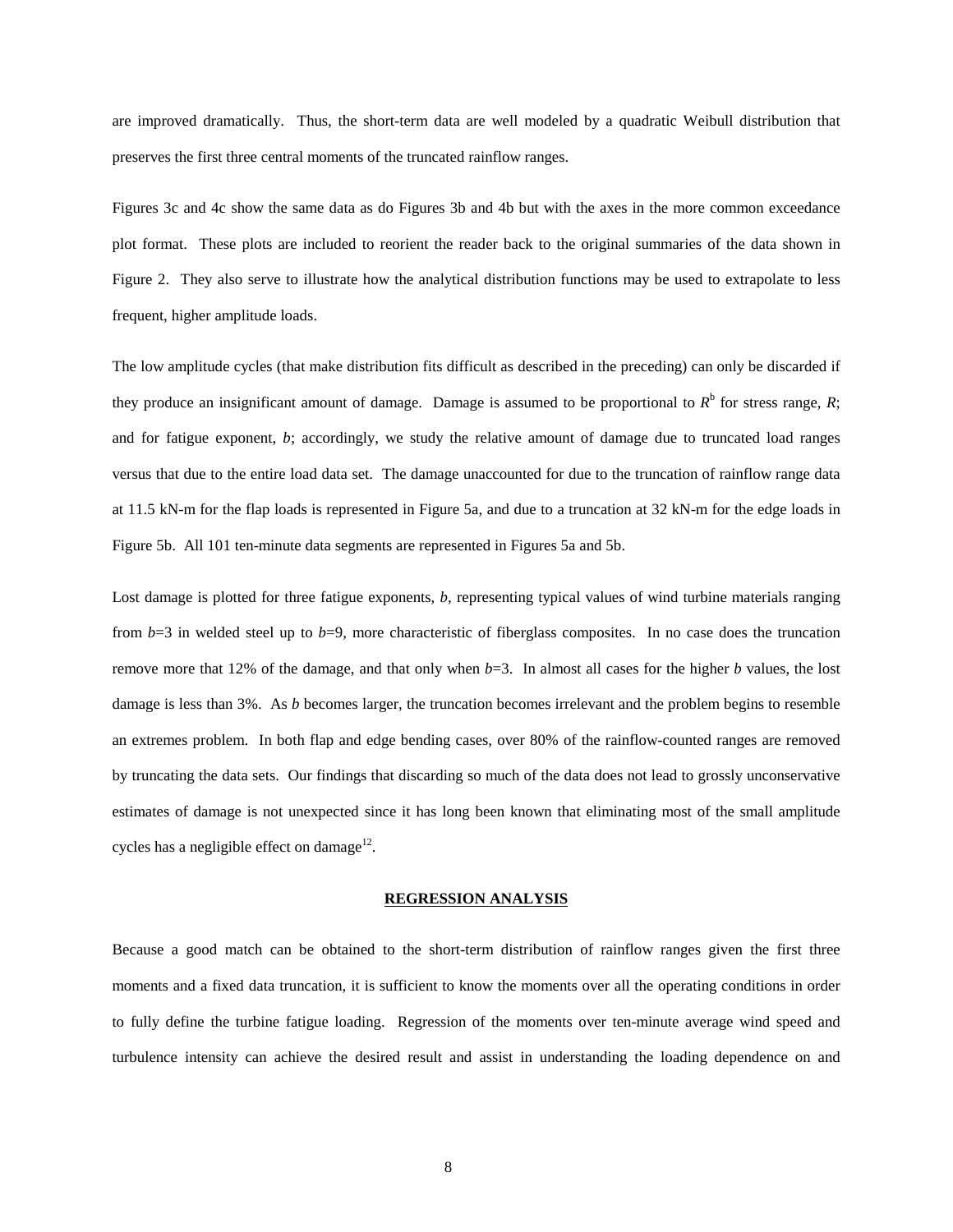are improved dramatically. Thus, the short-term data are well modeled by a quadratic Weibull distribution that preserves the first three central moments of the truncated rainflow ranges.

Figures 3c and 4c show the same data as do Figures 3b and 4b but with the axes in the more common exceedance plot format. These plots are included to reorient the reader back to the original summaries of the data shown in Figure 2. They also serve to illustrate how the analytical distribution functions may be used to extrapolate to less frequent, higher amplitude loads.

The low amplitude cycles (that make distribution fits difficult as described in the preceding) can only be discarded if they produce an insignificant amount of damage. Damage is assumed to be proportional to $R^b$ for stress range, $R$; and for fatigue exponent, $b$; accordingly, we study the relative amount of damage due to truncated load ranges versus that due to the entire load data set. The damage unaccounted for due to the truncation of rainflow range data at 11.5 kN-m for the flap loads is represented in Figure 5a, and due to a truncation at 32 kN-m for the edge loads in Figure 5b. All 101 ten-minute data segments are represented in Figures 5a and 5b.

Lost damage is plotted for three fatigue exponents, $b$, representing typical values of wind turbine materials ranging from $b$=3 in welded steel up to $b$=9, more characteristic of fiberglass composites. In no case does the truncation remove more that 12% of the damage, and that only when $b$=3. In almost all cases for the higher $b$ values, the lost damage is less than 3%. As $b$ becomes larger, the truncation becomes irrelevant and the problem begins to resemble an extremes problem. In both flap and edge bending cases, over 80% of the rainflow-counted ranges are removed by truncating the data sets. Our findings that discarding so much of the data does not lead to grossly unconservative estimates of damage is not unexpected since it has long been known that eliminating most of the small amplitude cycles has a negligible effect on damage[12].

## REGRESSION ANALYSIS

Because a good match can be obtained to the short-term distribution of rainflow ranges given the first three moments and a fixed data truncation, it is sufficient to know the moments over all the operating conditions in order to fully define the turbine fatigue loading. Regression of the moments over ten-minute average wind speed and turbulence intensity can achieve the desired result and assist in understanding the loading dependence on and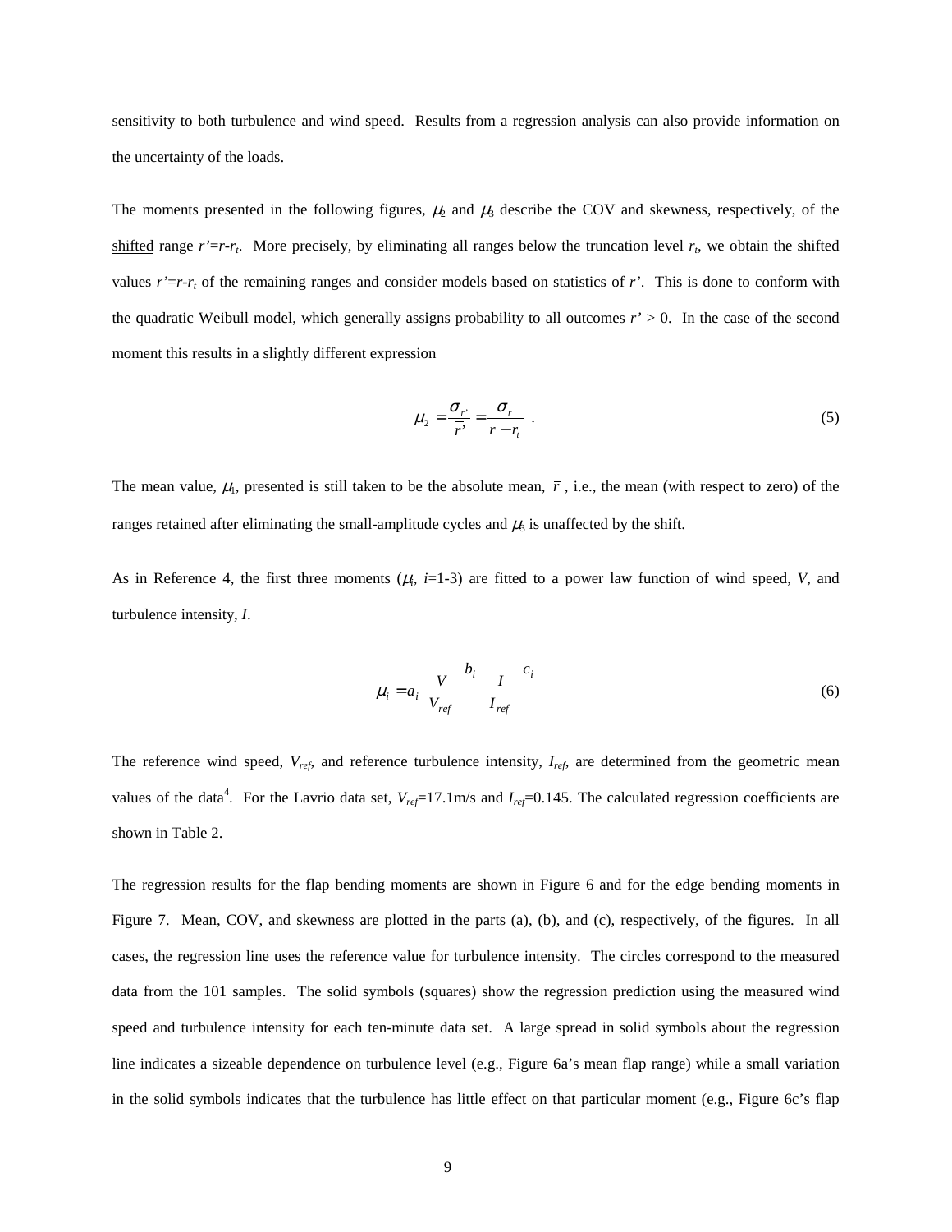sensitivity to both turbulence and wind speed. Results from a regression analysis can also provide information on the uncertainty of the loads.

The moments presented in the following figures, $\mu_2$ and $\mu_3$ describe the COV and skewness, respectively, of the shifted range $r'=r-r_t$. More precisely, by eliminating all ranges below the truncation level $r_t$, we obtain the shifted values $r'=r-r_t$ of the remaining ranges and consider models based on statistics of $r'$. This is done to conform with the quadratic Weibull model, which generally assigns probability to all outcomes $r' > 0$. In the case of the second moment this results in a slightly different expression

$$\mu_2 = \frac{\sigma_{r'}}{\bar{r}'} = \frac{\sigma_r}{\bar{r} - r_t} \quad . \tag{5}$$

The mean value, $\mu_1$, presented is still taken to be the absolute mean, $\bar{r}$, i.e., the mean (with respect to zero) of the ranges retained after eliminating the small-amplitude cycles and $\mu_3$ is unaffected by the shift.

As in Reference 4, the first three moments ($\mu_i$, $i$=1-3) are fitted to a power law function of wind speed, $V$, and turbulence intensity, $I$.

$$\mu_i = a_i \left( \frac{V}{V_{ref}} \right)^{b_i} \left( \frac{I}{I_{ref}} \right)^{c_i} \tag{6}$$

The reference wind speed, $V_{ref}$, and reference turbulence intensity, $I_{ref}$, are determined from the geometric mean values of the data[4]. For the Lavrio data set, $V_{ref}$=17.1m/s and $I_{ref}$=0.145. The calculated regression coefficients are shown in Table 2.

The regression results for the flap bending moments are shown in Figure 6 and for the edge bending moments in Figure 7. Mean, COV, and skewness are plotted in the parts (a), (b), and (c), respectively, of the figures. In all cases, the regression line uses the reference value for turbulence intensity. The circles correspond to the measured data from the 101 samples. The solid symbols (squares) show the regression prediction using the measured wind speed and turbulence intensity for each ten-minute data set. A large spread in solid symbols about the regression line indicates a sizeable dependence on turbulence level (e.g., Figure 6a's mean flap range) while a small variation in the solid symbols indicates that the turbulence has little effect on that particular moment (e.g., Figure 6c's flap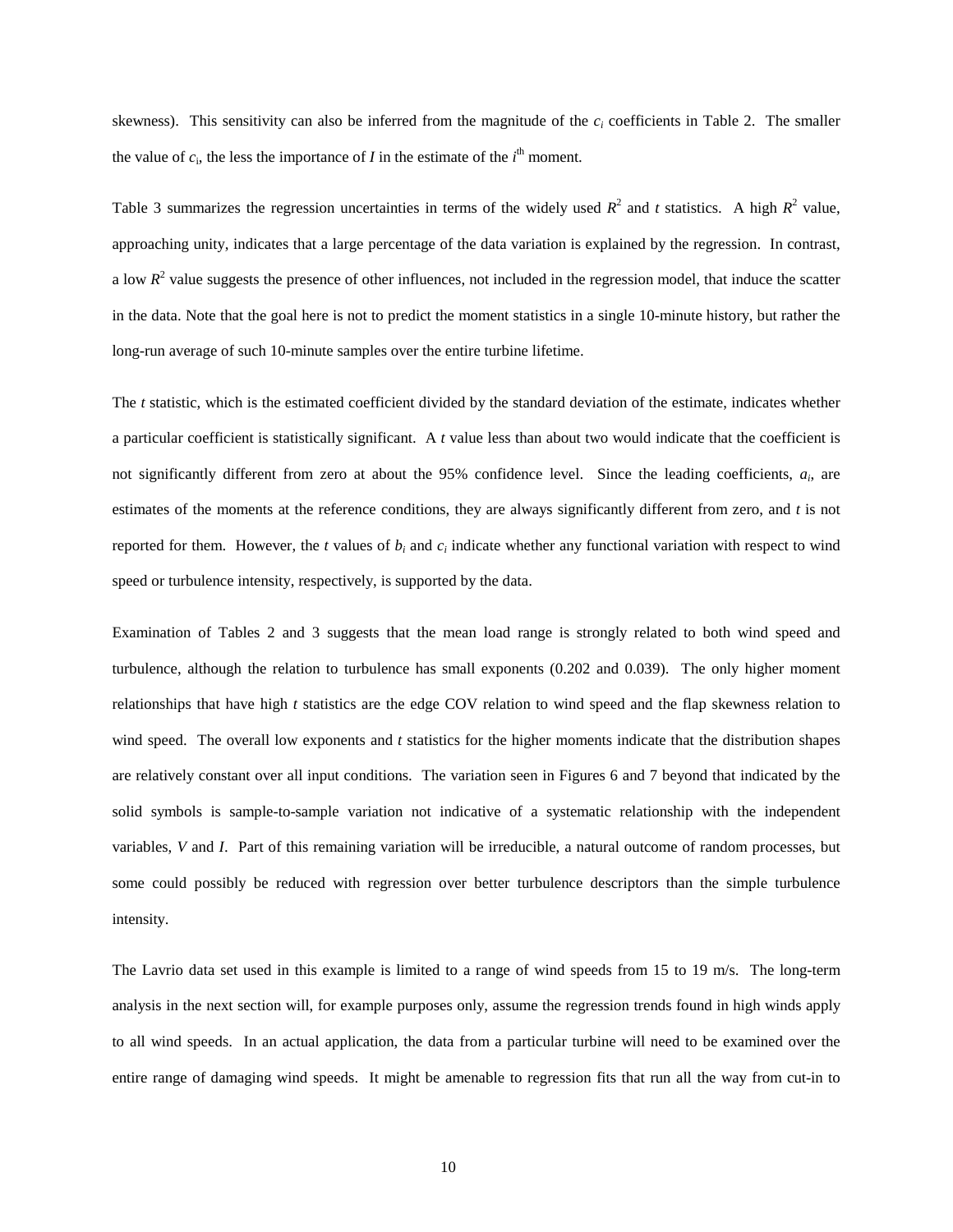skewness). This sensitivity can also be inferred from the magnitude of the $c_i$ coefficients in Table 2. The smaller the value of $c_i$, the less the importance of $I$ in the estimate of the $i^{th}$ moment.

Table 3 summarizes the regression uncertainties in terms of the widely used $R^2$ and $t$ statistics. A high $R^2$ value, approaching unity, indicates that a large percentage of the data variation is explained by the regression. In contrast, a low $R^2$ value suggests the presence of other influences, not included in the regression model, that induce the scatter in the data. Note that the goal here is not to predict the moment statistics in a single 10-minute history, but rather the long-run average of such 10-minute samples over the entire turbine lifetime.

The $t$ statistic, which is the estimated coefficient divided by the standard deviation of the estimate, indicates whether a particular coefficient is statistically significant. A $t$ value less than about two would indicate that the coefficient is not significantly different from zero at about the 95% confidence level. Since the leading coefficients, $a_i$, are estimates of the moments at the reference conditions, they are always significantly different from zero, and $t$ is not reported for them. However, the $t$ values of $b_i$ and $c_i$ indicate whether any functional variation with respect to wind speed or turbulence intensity, respectively, is supported by the data.

Examination of Tables 2 and 3 suggests that the mean load range is strongly related to both wind speed and turbulence, although the relation to turbulence has small exponents (0.202 and 0.039). The only higher moment relationships that have high $t$ statistics are the edge COV relation to wind speed and the flap skewness relation to wind speed. The overall low exponents and $t$ statistics for the higher moments indicate that the distribution shapes are relatively constant over all input conditions. The variation seen in Figures 6 and 7 beyond that indicated by the solid symbols is sample-to-sample variation not indicative of a systematic relationship with the independent variables, $V$ and $I$. Part of this remaining variation will be irreducible, a natural outcome of random processes, but some could possibly be reduced with regression over better turbulence descriptors than the simple turbulence intensity.

The Lavrio data set used in this example is limited to a range of wind speeds from 15 to 19 m/s. The long-term analysis in the next section will, for example purposes only, assume the regression trends found in high winds apply to all wind speeds. In an actual application, the data from a particular turbine will need to be examined over the entire range of damaging wind speeds. It might be amenable to regression fits that run all the way from cut-in to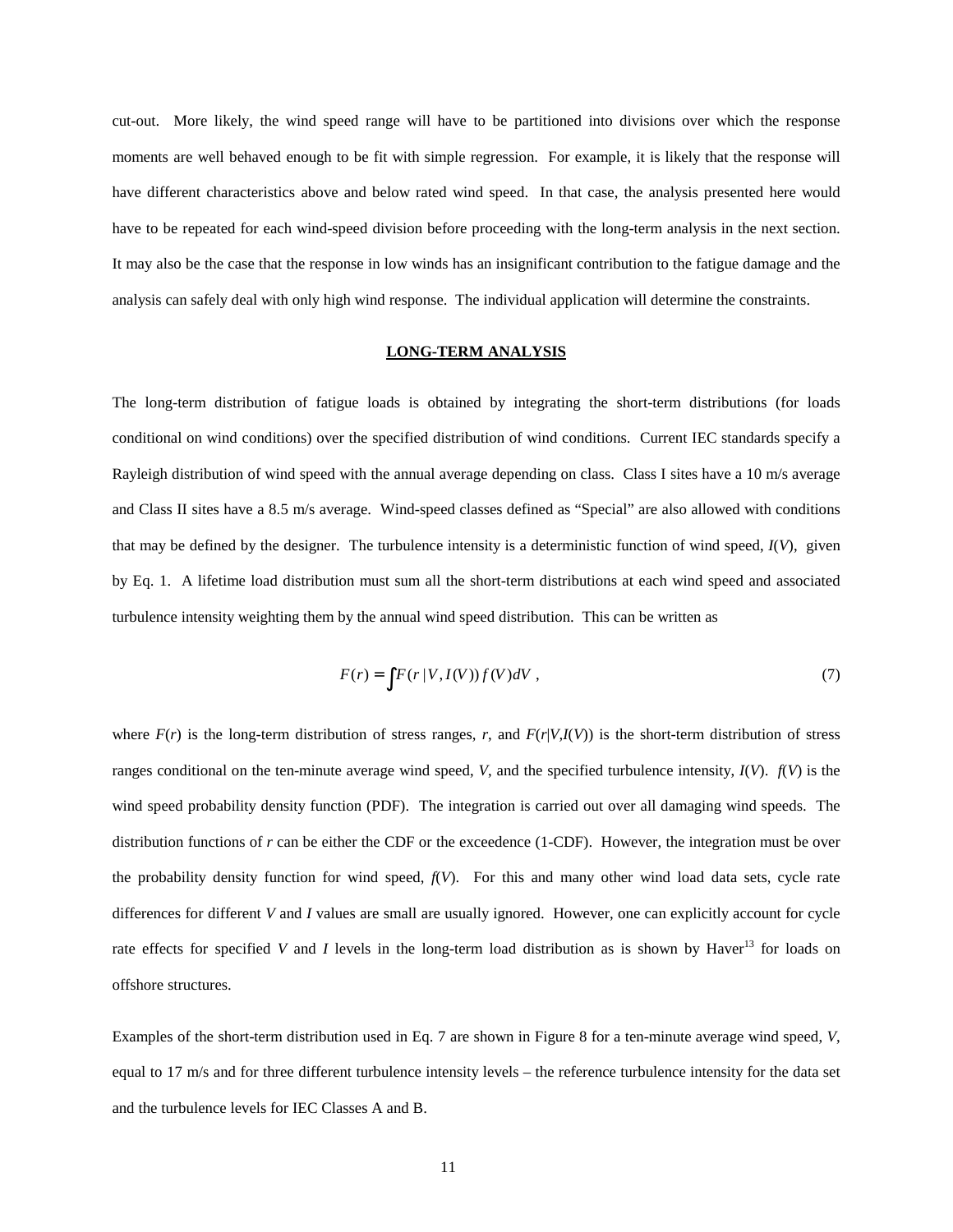cut-out. More likely, the wind speed range will have to be partitioned into divisions over which the response moments are well behaved enough to be fit with simple regression. For example, it is likely that the response will have different characteristics above and below rated wind speed. In that case, the analysis presented here would have to be repeated for each wind-speed division before proceeding with the long-term analysis in the next section. It may also be the case that the response in low winds has an insignificant contribution to the fatigue damage and the analysis can safely deal with only high wind response. The individual application will determine the constraints.

## LONG-TERM ANALYSIS

The long-term distribution of fatigue loads is obtained by integrating the short-term distributions (for loads conditional on wind conditions) over the specified distribution of wind conditions. Current IEC standards specify a Rayleigh distribution of wind speed with the annual average depending on class. Class I sites have a 10 m/s average and Class II sites have a 8.5 m/s average. Wind-speed classes defined as "Special" are also allowed with conditions that may be defined by the designer. The turbulence intensity is a deterministic function of wind speed, $I(V)$, given by Eq. 1. A lifetime load distribution must sum all the short-term distributions at each wind speed and associated turbulence intensity weighting them by the annual wind speed distribution. This can be written as

$$F(r) = \int F(r \mid V, I(V))\, f(V)\, dV \,, \tag{7}$$

where $F(r)$ is the long-term distribution of stress ranges, $r$, and $F(r|V,I(V))$ is the short-term distribution of stress ranges conditional on the ten-minute average wind speed, $V$, and the specified turbulence intensity, $I(V)$. $f(V)$ is the wind speed probability density function (PDF). The integration is carried out over all damaging wind speeds. The distribution functions of $r$ can be either the CDF or the exceedence (1-CDF). However, the integration must be over the probability density function for wind speed, $f(V)$. For this and many other wind load data sets, cycle rate differences for different $V$ and $I$ values are small are usually ignored. However, one can explicitly account for cycle rate effects for specified $V$ and $I$ levels in the long-term load distribution as is shown by Haver[13] for loads on offshore structures.

Examples of the short-term distribution used in Eq. 7 are shown in Figure 8 for a ten-minute average wind speed, $V$, equal to 17 m/s and for three different turbulence intensity levels – the reference turbulence intensity for the data set and the turbulence levels for IEC Classes A and B.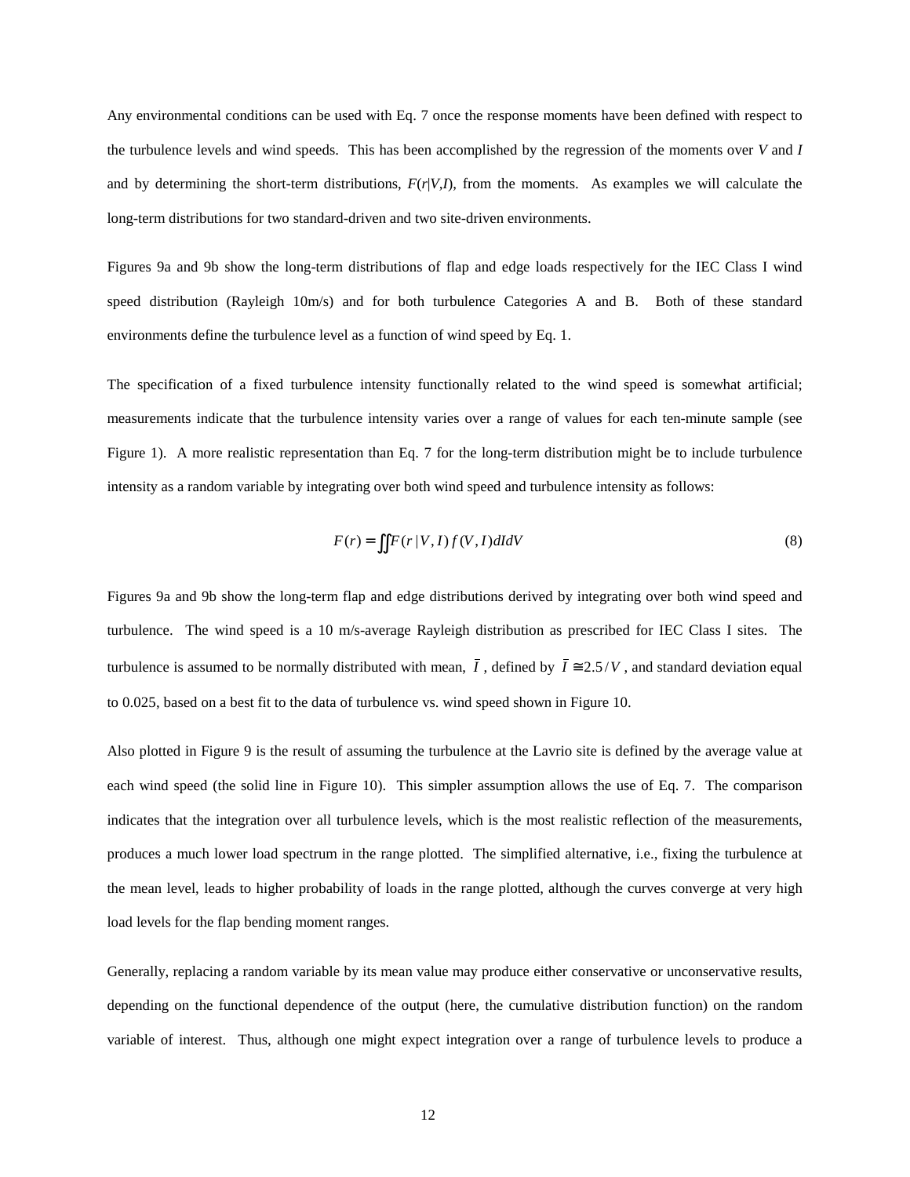Any environmental conditions can be used with Eq. 7 once the response moments have been defined with respect to the turbulence levels and wind speeds. This has been accomplished by the regression of the moments over $V$ and $I$ and by determining the short-term distributions, $F(r|V,I)$, from the moments. As examples we will calculate the long-term distributions for two standard-driven and two site-driven environments.

Figures 9a and 9b show the long-term distributions of flap and edge loads respectively for the IEC Class I wind speed distribution (Rayleigh 10m/s) and for both turbulence Categories A and B. Both of these standard environments define the turbulence level as a function of wind speed by Eq. 1.

The specification of a fixed turbulence intensity functionally related to the wind speed is somewhat artificial; measurements indicate that the turbulence intensity varies over a range of values for each ten-minute sample (see Figure 1). A more realistic representation than Eq. 7 for the long-term distribution might be to include turbulence intensity as a random variable by integrating over both wind speed and turbulence intensity as follows:

$$F(r) = \iint F(r \mid V, I)\, f(V, I)\, dI\, dV \tag{8}$$

Figures 9a and 9b show the long-term flap and edge distributions derived by integrating over both wind speed and turbulence. The wind speed is a 10 m/s-average Rayleigh distribution as prescribed for IEC Class I sites. The turbulence is assumed to be normally distributed with mean, $\bar{I}$, defined by $\bar{I} \cong 2.5/V$, and standard deviation equal to 0.025, based on a best fit to the data of turbulence vs. wind speed shown in Figure 10.

Also plotted in Figure 9 is the result of assuming the turbulence at the Lavrio site is defined by the average value at each wind speed (the solid line in Figure 10). This simpler assumption allows the use of Eq. 7. The comparison indicates that the integration over all turbulence levels, which is the most realistic reflection of the measurements, produces a much lower load spectrum in the range plotted. The simplified alternative, i.e., fixing the turbulence at the mean level, leads to higher probability of loads in the range plotted, although the curves converge at very high load levels for the flap bending moment ranges.

Generally, replacing a random variable by its mean value may produce either conservative or unconservative results, depending on the functional dependence of the output (here, the cumulative distribution function) on the random variable of interest. Thus, although one might expect integration over a range of turbulence levels to produce a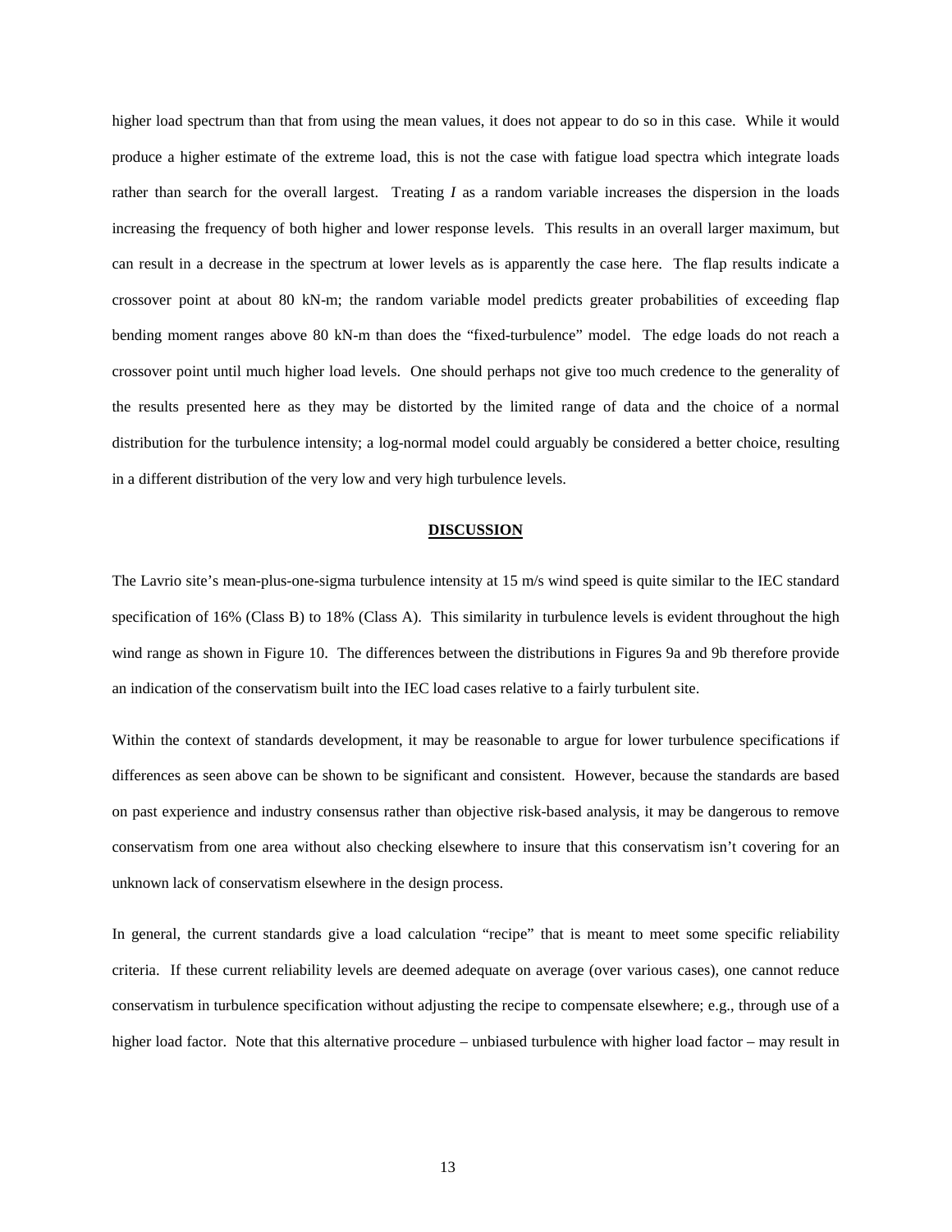higher load spectrum than that from using the mean values, it does not appear to do so in this case. While it would produce a higher estimate of the extreme load, this is not the case with fatigue load spectra which integrate loads rather than search for the overall largest. Treating $I$ as a random variable increases the dispersion in the loads increasing the frequency of both higher and lower response levels. This results in an overall larger maximum, but can result in a decrease in the spectrum at lower levels as is apparently the case here. The flap results indicate a crossover point at about 80 kN-m; the random variable model predicts greater probabilities of exceeding flap bending moment ranges above 80 kN-m than does the "fixed-turbulence" model. The edge loads do not reach a crossover point until much higher load levels. One should perhaps not give too much credence to the generality of the results presented here as they may be distorted by the limited range of data and the choice of a normal distribution for the turbulence intensity; a log-normal model could arguably be considered a better choice, resulting in a different distribution of the very low and very high turbulence levels.

## DISCUSSION

The Lavrio site's mean-plus-one-sigma turbulence intensity at 15 m/s wind speed is quite similar to the IEC standard specification of 16% (Class B) to 18% (Class A). This similarity in turbulence levels is evident throughout the high wind range as shown in Figure 10. The differences between the distributions in Figures 9a and 9b therefore provide an indication of the conservatism built into the IEC load cases relative to a fairly turbulent site.

Within the context of standards development, it may be reasonable to argue for lower turbulence specifications if differences as seen above can be shown to be significant and consistent. However, because the standards are based on past experience and industry consensus rather than objective risk-based analysis, it may be dangerous to remove conservatism from one area without also checking elsewhere to insure that this conservatism isn't covering for an unknown lack of conservatism elsewhere in the design process.

In general, the current standards give a load calculation "recipe" that is meant to meet some specific reliability criteria. If these current reliability levels are deemed adequate on average (over various cases), one cannot reduce conservatism in turbulence specification without adjusting the recipe to compensate elsewhere; e.g., through use of a higher load factor. Note that this alternative procedure – unbiased turbulence with higher load factor – may result in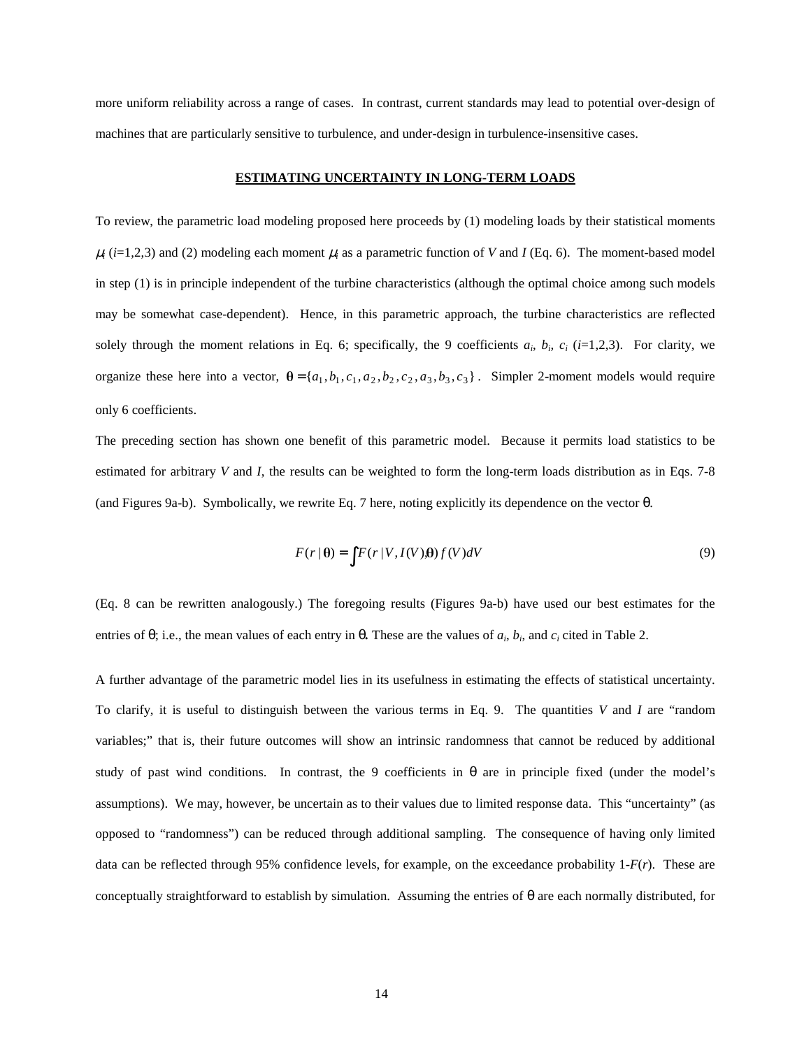more uniform reliability across a range of cases. In contrast, current standards may lead to potential over-design of machines that are particularly sensitive to turbulence, and under-design in turbulence-insensitive cases.

## ESTIMATING UNCERTAINTY IN LONG-TERM LOADS

To review, the parametric load modeling proposed here proceeds by (1) modeling loads by their statistical moments $\mu_i$ ($i$=1,2,3) and (2) modeling each moment $\mu_i$ as a parametric function of $V$ and $I$ (Eq. 6). The moment-based model in step (1) is in principle independent of the turbine characteristics (although the optimal choice among such models may be somewhat case-dependent). Hence, in this parametric approach, the turbine characteristics are reflected solely through the moment relations in Eq. 6; specifically, the 9 coefficients $a_i$, $b_i$, $c_i$ ($i$=1,2,3). For clarity, we organize these here into a vector, $\theta = \{a_1, b_1, c_1, a_2, b_2, c_2, a_3, b_3, c_3\}$. Simpler 2-moment models would require only 6 coefficients.

The preceding section has shown one benefit of this parametric model. Because it permits load statistics to be estimated for arbitrary $V$ and $I$, the results can be weighted to form the long-term loads distribution as in Eqs. 7-8 (and Figures 9a-b). Symbolically, we rewrite Eq. 7 here, noting explicitly its dependence on the vector $\theta$.

$$F(r \mid \theta) = \int F(r \mid V, I(V), \theta) f(V) dV \tag{9}$$

(Eq. 8 can be rewritten analogously.) The foregoing results (Figures 9a-b) have used our best estimates for the entries of $\theta$; i.e., the mean values of each entry in $\theta$. These are the values of $a_i$, $b_i$, and $c_i$ cited in Table 2.

A further advantage of the parametric model lies in its usefulness in estimating the effects of statistical uncertainty. To clarify, it is useful to distinguish between the various terms in Eq. 9. The quantities $V$ and $I$ are "random variables;" that is, their future outcomes will show an intrinsic randomness that cannot be reduced by additional study of past wind conditions. In contrast, the 9 coefficients in $\theta$ are in principle fixed (under the model's assumptions). We may, however, be uncertain as to their values due to limited response data. This "uncertainty" (as opposed to "randomness") can be reduced through additional sampling. The consequence of having only limited data can be reflected through 95% confidence levels, for example, on the exceedance probability 1-$F(r)$. These are conceptually straightforward to establish by simulation. Assuming the entries of $\theta$ are each normally distributed, for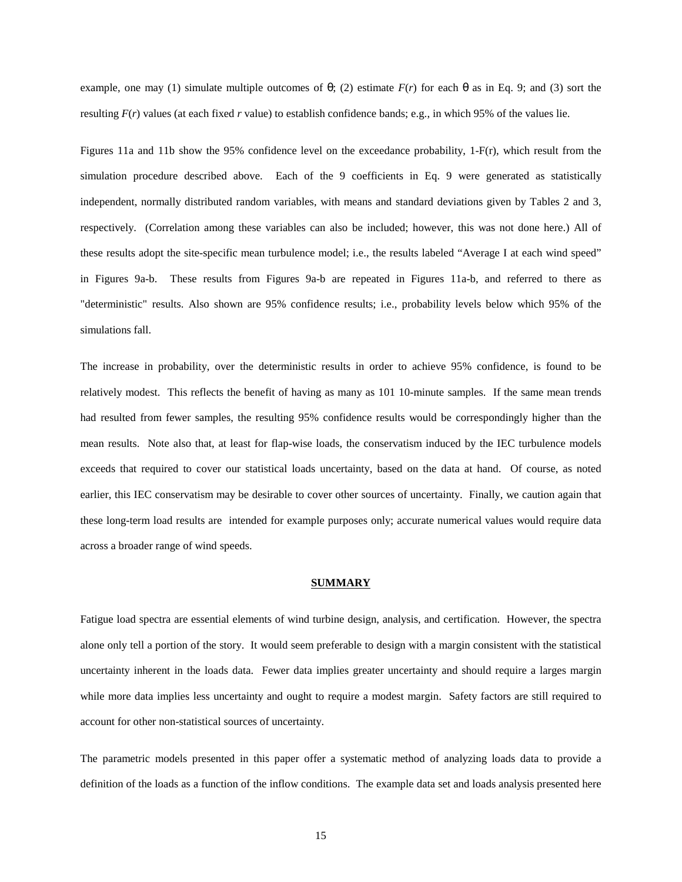example, one may (1) simulate multiple outcomes of $\theta$; (2) estimate $F(r)$ for each $\theta$ as in Eq. 9; and (3) sort the resulting $F(r)$ values (at each fixed $r$ value) to establish confidence bands; e.g., in which 95% of the values lie.

Figures 11a and 11b show the 95% confidence level on the exceedance probability, $1\text{-}F(r)$, which result from the simulation procedure described above. Each of the 9 coefficients in Eq. 9 were generated as statistically independent, normally distributed random variables, with means and standard deviations given by Tables 2 and 3, respectively. (Correlation among these variables can also be included; however, this was not done here.) All of these results adopt the site-specific mean turbulence model; i.e., the results labeled "Average I at each wind speed" in Figures 9a-b. These results from Figures 9a-b are repeated in Figures 11a-b, and referred to there as "deterministic" results. Also shown are 95% confidence results; i.e., probability levels below which 95% of the simulations fall.

The increase in probability, over the deterministic results in order to achieve 95% confidence, is found to be relatively modest. This reflects the benefit of having as many as 101 10-minute samples. If the same mean trends had resulted from fewer samples, the resulting 95% confidence results would be correspondingly higher than the mean results. Note also that, at least for flap-wise loads, the conservatism induced by the IEC turbulence models exceeds that required to cover our statistical loads uncertainty, based on the data at hand. Of course, as noted earlier, this IEC conservatism may be desirable to cover other sources of uncertainty. Finally, we caution again that these long-term load results are intended for example purposes only; accurate numerical values would require data across a broader range of wind speeds.

## SUMMARY

Fatigue load spectra are essential elements of wind turbine design, analysis, and certification. However, the spectra alone only tell a portion of the story. It would seem preferable to design with a margin consistent with the statistical uncertainty inherent in the loads data. Fewer data implies greater uncertainty and should require a larges margin while more data implies less uncertainty and ought to require a modest margin. Safety factors are still required to account for other non-statistical sources of uncertainty.

The parametric models presented in this paper offer a systematic method of analyzing loads data to provide a definition of the loads as a function of the inflow conditions. The example data set and loads analysis presented here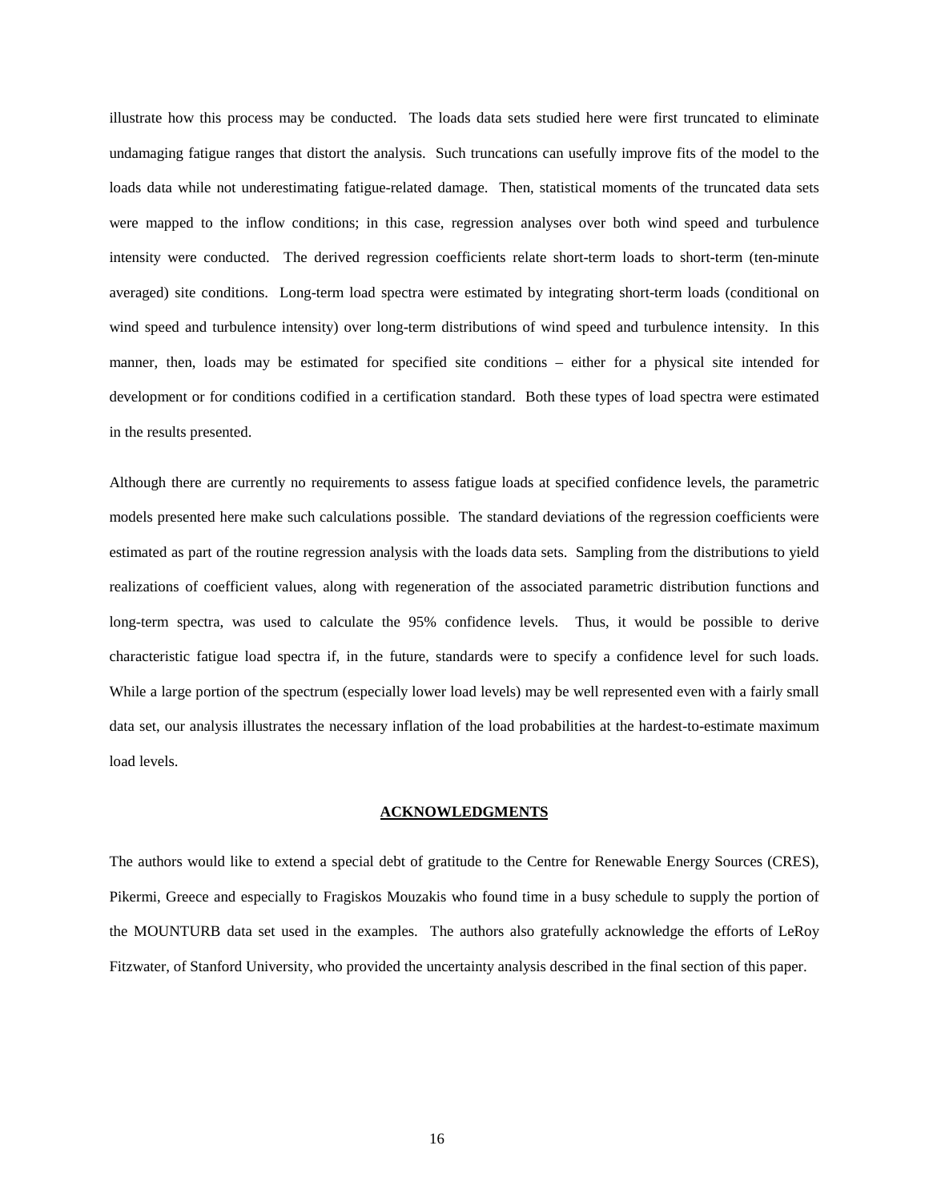illustrate how this process may be conducted. The loads data sets studied here were first truncated to eliminate undamaging fatigue ranges that distort the analysis. Such truncations can usefully improve fits of the model to the loads data while not underestimating fatigue-related damage. Then, statistical moments of the truncated data sets were mapped to the inflow conditions; in this case, regression analyses over both wind speed and turbulence intensity were conducted. The derived regression coefficients relate short-term loads to short-term (ten-minute averaged) site conditions. Long-term load spectra were estimated by integrating short-term loads (conditional on wind speed and turbulence intensity) over long-term distributions of wind speed and turbulence intensity. In this manner, then, loads may be estimated for specified site conditions – either for a physical site intended for development or for conditions codified in a certification standard. Both these types of load spectra were estimated in the results presented.

Although there are currently no requirements to assess fatigue loads at specified confidence levels, the parametric models presented here make such calculations possible. The standard deviations of the regression coefficients were estimated as part of the routine regression analysis with the loads data sets. Sampling from the distributions to yield realizations of coefficient values, along with regeneration of the associated parametric distribution functions and long-term spectra, was used to calculate the 95% confidence levels. Thus, it would be possible to derive characteristic fatigue load spectra if, in the future, standards were to specify a confidence level for such loads. While a large portion of the spectrum (especially lower load levels) may be well represented even with a fairly small data set, our analysis illustrates the necessary inflation of the load probabilities at the hardest-to-estimate maximum load levels.

## ACKNOWLEDGMENTS

The authors would like to extend a special debt of gratitude to the Centre for Renewable Energy Sources (CRES), Pikermi, Greece and especially to Fragiskos Mouzakis who found time in a busy schedule to supply the portion of the MOUNTURB data set used in the examples. The authors also gratefully acknowledge the efforts of LeRoy Fitzwater, of Stanford University, who provided the uncertainty analysis described in the final section of this paper.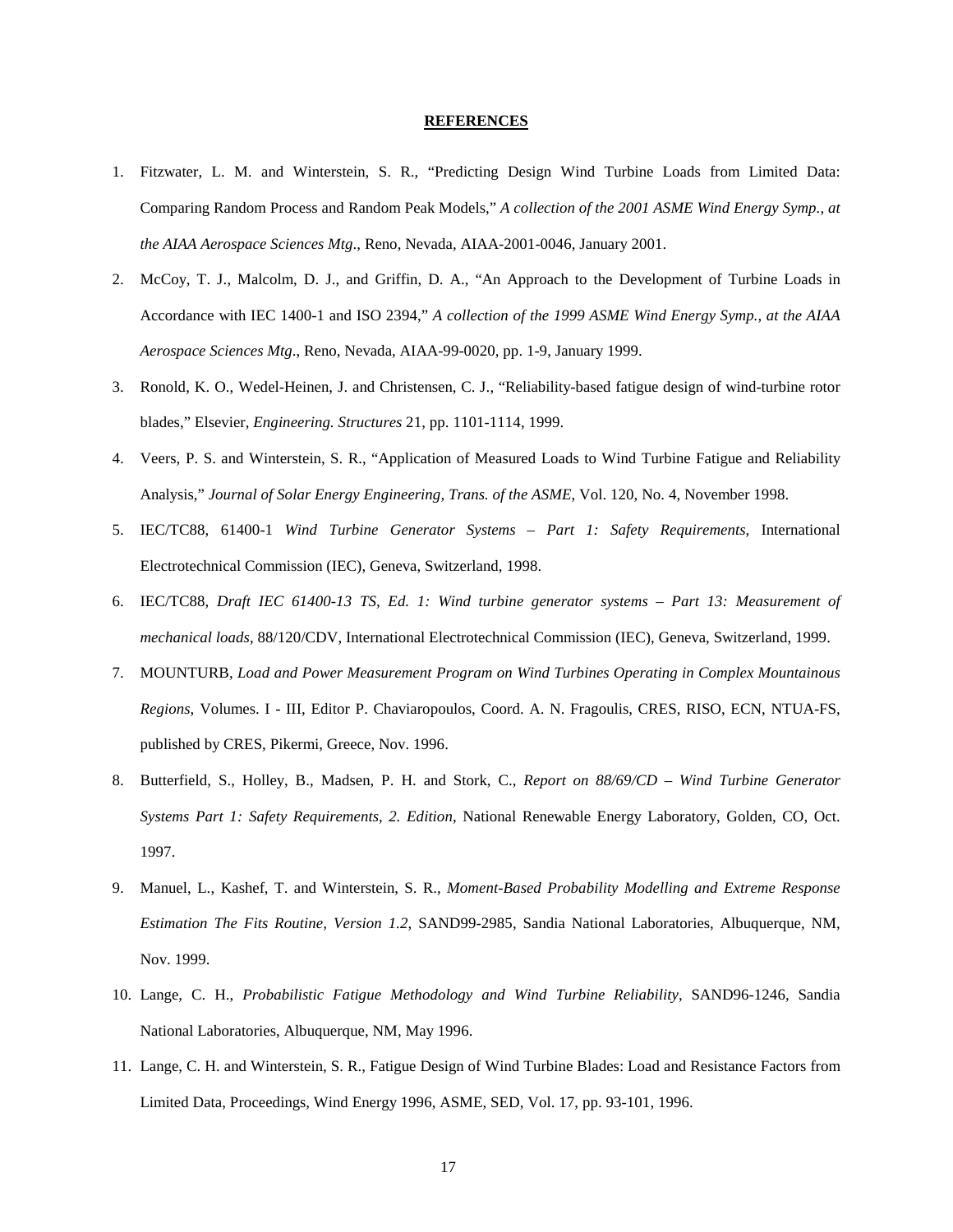## REFERENCES

1. Fitzwater, L. M. and Winterstein, S. R., "Predicting Design Wind Turbine Loads from Limited Data: Comparing Random Process and Random Peak Models," *A collection of the 2001 ASME Wind Energy Symp., at the AIAA Aerospace Sciences Mtg*., Reno, Nevada, AIAA-2001-0046, January 2001.
2. McCoy, T. J., Malcolm, D. J., and Griffin, D. A., "An Approach to the Development of Turbine Loads in Accordance with IEC 1400-1 and ISO 2394," *A collection of the 1999 ASME Wind Energy Symp., at the AIAA Aerospace Sciences Mtg*., Reno, Nevada, AIAA-99-0020, pp. 1-9, January 1999.
3. Ronold, K. O., Wedel-Heinen, J. and Christensen, C. J., "Reliability-based fatigue design of wind-turbine rotor blades," Elsevier, *Engineering. Structures* 21, pp. 1101-1114, 1999.
4. Veers, P. S. and Winterstein, S. R., "Application of Measured Loads to Wind Turbine Fatigue and Reliability Analysis," *Journal of Solar Energy Engineering, Trans. of the ASME*, Vol. 120, No. 4, November 1998.
5. IEC/TC88, 61400-1 *Wind Turbine Generator Systems – Part 1: Safety Requirements*, International Electrotechnical Commission (IEC), Geneva, Switzerland, 1998.
6. IEC/TC88, *Draft IEC 61400-13 TS, Ed. 1: Wind turbine generator systems – Part 13: Measurement of mechanical loads*, 88/120/CDV, International Electrotechnical Commission (IEC), Geneva, Switzerland, 1999.
7. MOUNTURB, *Load and Power Measurement Program on Wind Turbines Operating in Complex Mountainous Regions*, Volumes. I - III, Editor P. Chaviaropoulos, Coord. A. N. Fragoulis, CRES, RISO, ECN, NTUA-FS, published by CRES, Pikermi, Greece, Nov. 1996.
8. Butterfield, S., Holley, B., Madsen, P. H. and Stork, C., *Report on 88/69/CD – Wind Turbine Generator Systems Part 1: Safety Requirements, 2. Edition*, National Renewable Energy Laboratory, Golden, CO, Oct. 1997.
9. Manuel, L., Kashef, T. and Winterstein, S. R., *Moment-Based Probability Modelling and Extreme Response Estimation The Fits Routine, Version 1.2*, SAND99-2985, Sandia National Laboratories, Albuquerque, NM, Nov. 1999.
10. Lange, C. H., *Probabilistic Fatigue Methodology and Wind Turbine Reliability*, SAND96-1246, Sandia National Laboratories, Albuquerque, NM, May 1996.
11. Lange, C. H. and Winterstein, S. R., Fatigue Design of Wind Turbine Blades: Load and Resistance Factors from Limited Data, Proceedings, Wind Energy 1996, ASME, SED, Vol. 17, pp. 93-101, 1996.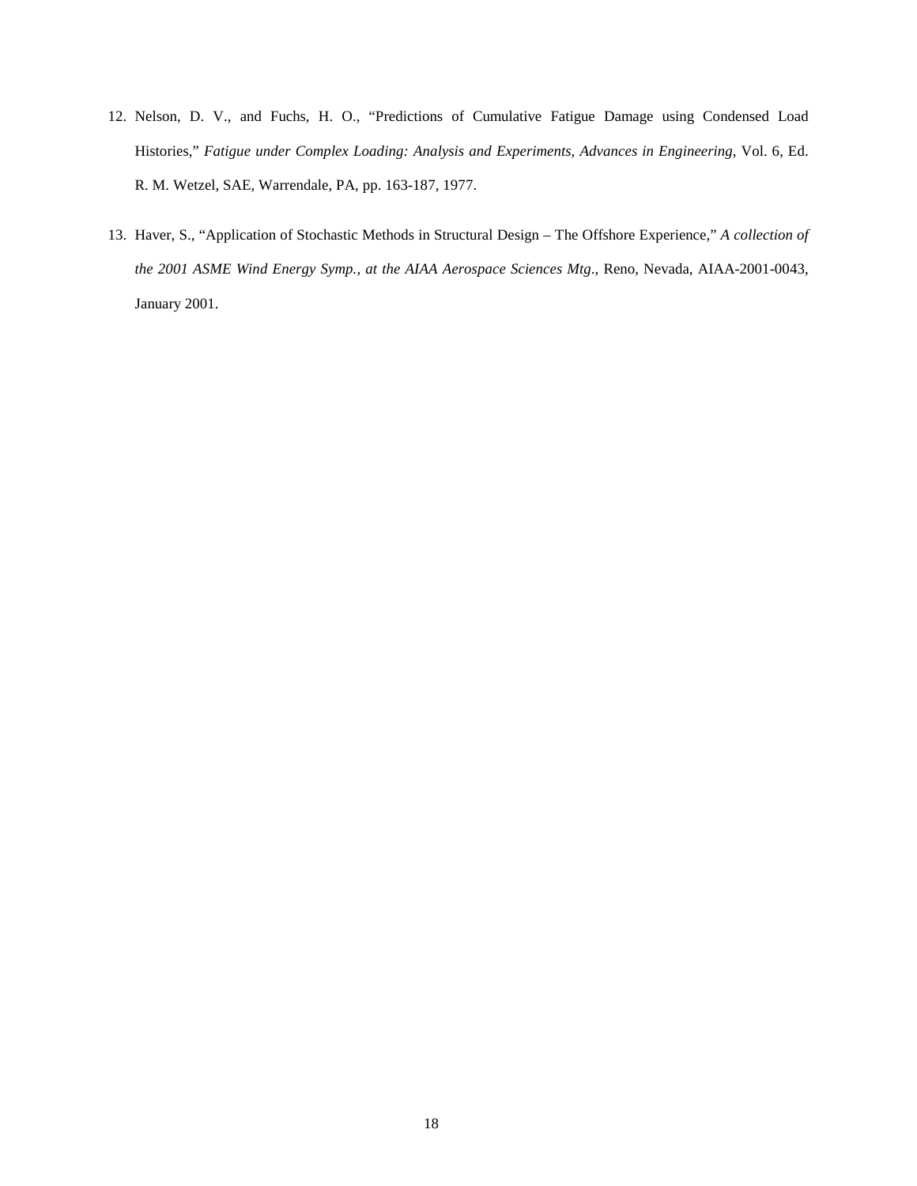12. Nelson, D. V., and Fuchs, H. O., “Predictions of Cumulative Fatigue Damage using Condensed Load Histories,” *Fatigue under Complex Loading: Analysis and Experiments, Advances in Engineering*, Vol. 6, Ed. R. M. Wetzel, SAE, Warrendale, PA, pp. 163-187, 1977.

13. Haver, S., “Application of Stochastic Methods in Structural Design – The Offshore Experience,” *A collection of the 2001 ASME Wind Energy Symp., at the AIAA Aerospace Sciences Mtg.*, Reno, Nevada, AIAA-2001-0043, January 2001.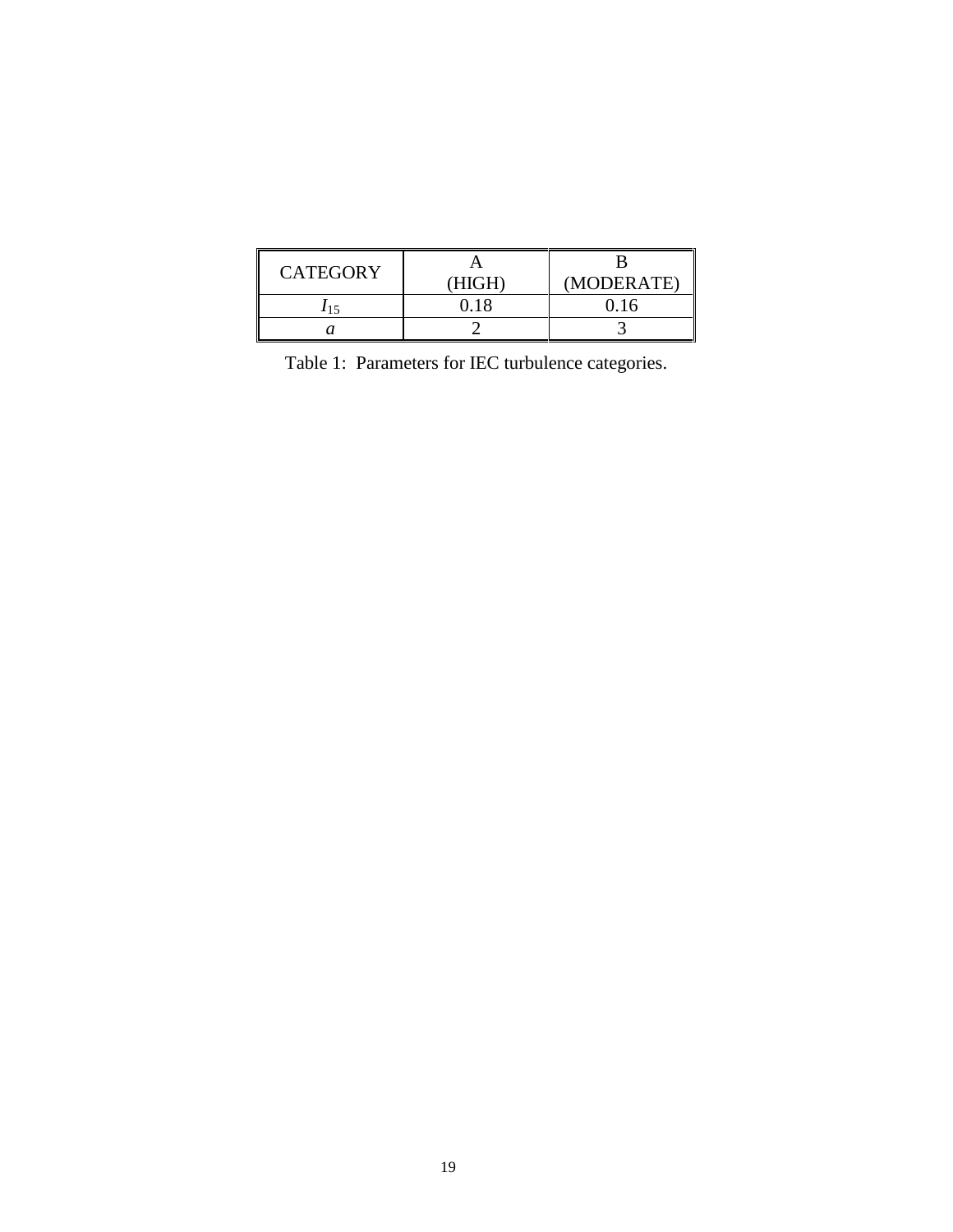| CATEGORY | A (HIGH) | B (MODERATE) |
| --- | --- | --- |
| $I_{15}$ | 0.18 | 0.16 |
| $a$ | 2 | 3 |

Table 1: Parameters for IEC turbulence categories.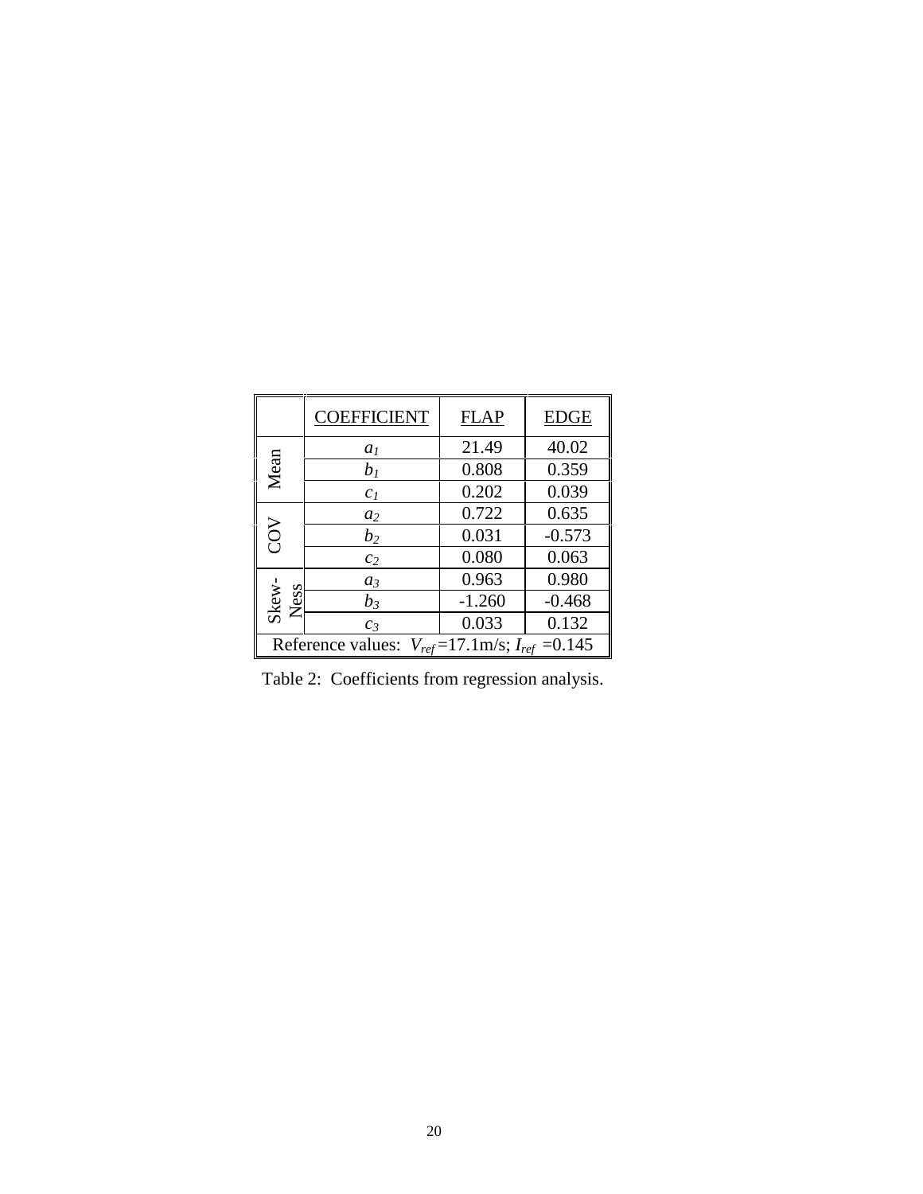|  | COEFFICIENT | FLAP | EDGE |
|---|---|---|---|
| Mean | $a_1$ | 21.49 | 40.02 |
|  | $b_1$ | 0.808 | 0.359 |
|  | $c_1$ | 0.202 | 0.039 |
| COV | $a_2$ | 0.722 | 0.635 |
|  | $b_2$ | 0.031 | -0.573 |
|  | $c_2$ | 0.080 | 0.063 |
| Skew-Ness | $a_3$ | 0.963 | 0.980 |
|  | $b_3$ | -1.260 | -0.468 |
|  | $c_3$ | 0.033 | 0.132 |
| Reference values: $V_{ref}$=17.1m/s; $I_{ref}$ =0.145 |  |  |  |

Table 2: Coefficients from regression analysis.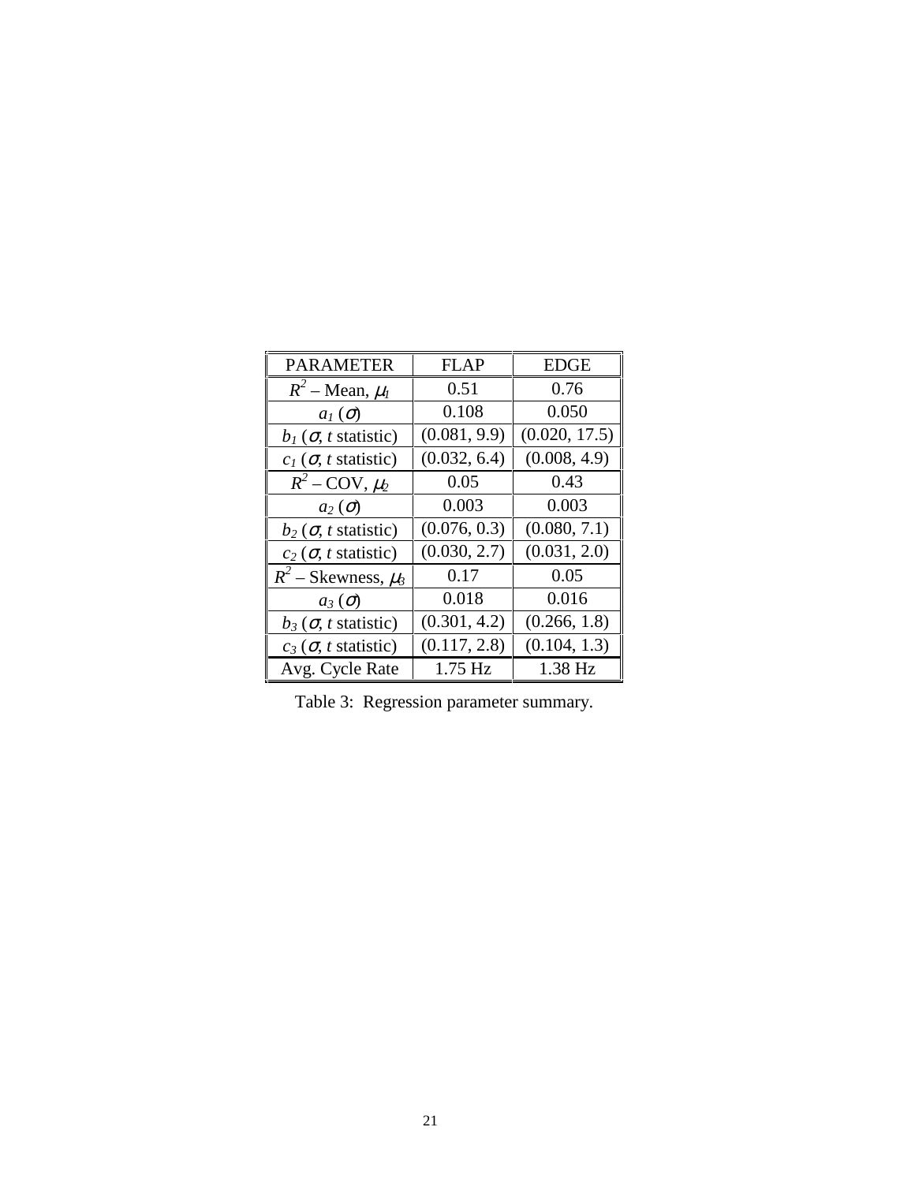| PARAMETER | FLAP | EDGE |
|---|---|---|
| $R^2$ – Mean, $\mu_1$ | 0.51 | 0.76 |
| $a_1$ ($\sigma$) | 0.108 | 0.050 |
| $b_1$ ($\sigma$, $t$ statistic) | (0.081, 9.9) | (0.020, 17.5) |
| $c_1$ ($\sigma$, $t$ statistic) | (0.032, 6.4) | (0.008, 4.9) |
| $R^2$ – COV, $\mu_2$ | 0.05 | 0.43 |
| $a_2$ ($\sigma$) | 0.003 | 0.003 |
| $b_2$ ($\sigma$, $t$ statistic) | (0.076, 0.3) | (0.080, 7.1) |
| $c_2$ ($\sigma$, $t$ statistic) | (0.030, 2.7) | (0.031, 2.0) |
| $R^2$ – Skewness, $\mu_3$ | 0.17 | 0.05 |
| $a_3$ ($\sigma$) | 0.018 | 0.016 |
| $b_3$ ($\sigma$, $t$ statistic) | (0.301, 4.2) | (0.266, 1.8) |
| $c_3$ ($\sigma$, $t$ statistic) | (0.117, 2.8) | (0.104, 1.3) |
| Avg. Cycle Rate | 1.75 Hz | 1.38 Hz |

Table 3: Regression parameter summary.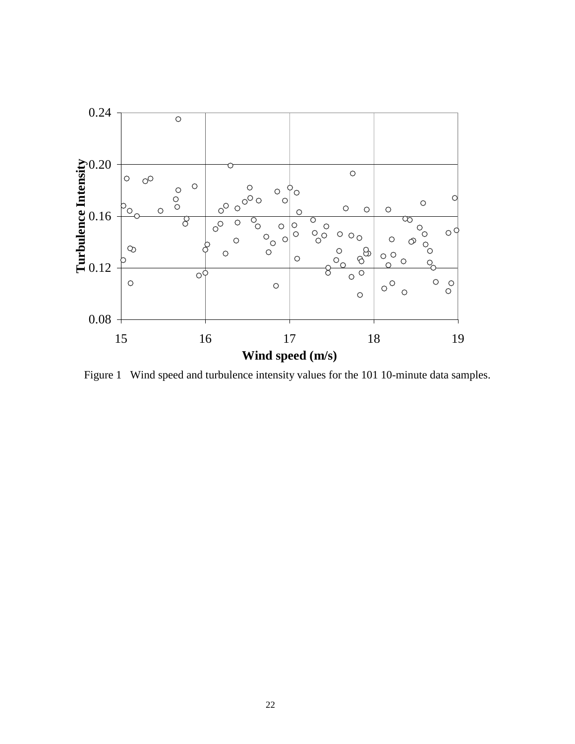Figure 1 Wind speed and turbulence intensity values for the 101 10-minute data samples.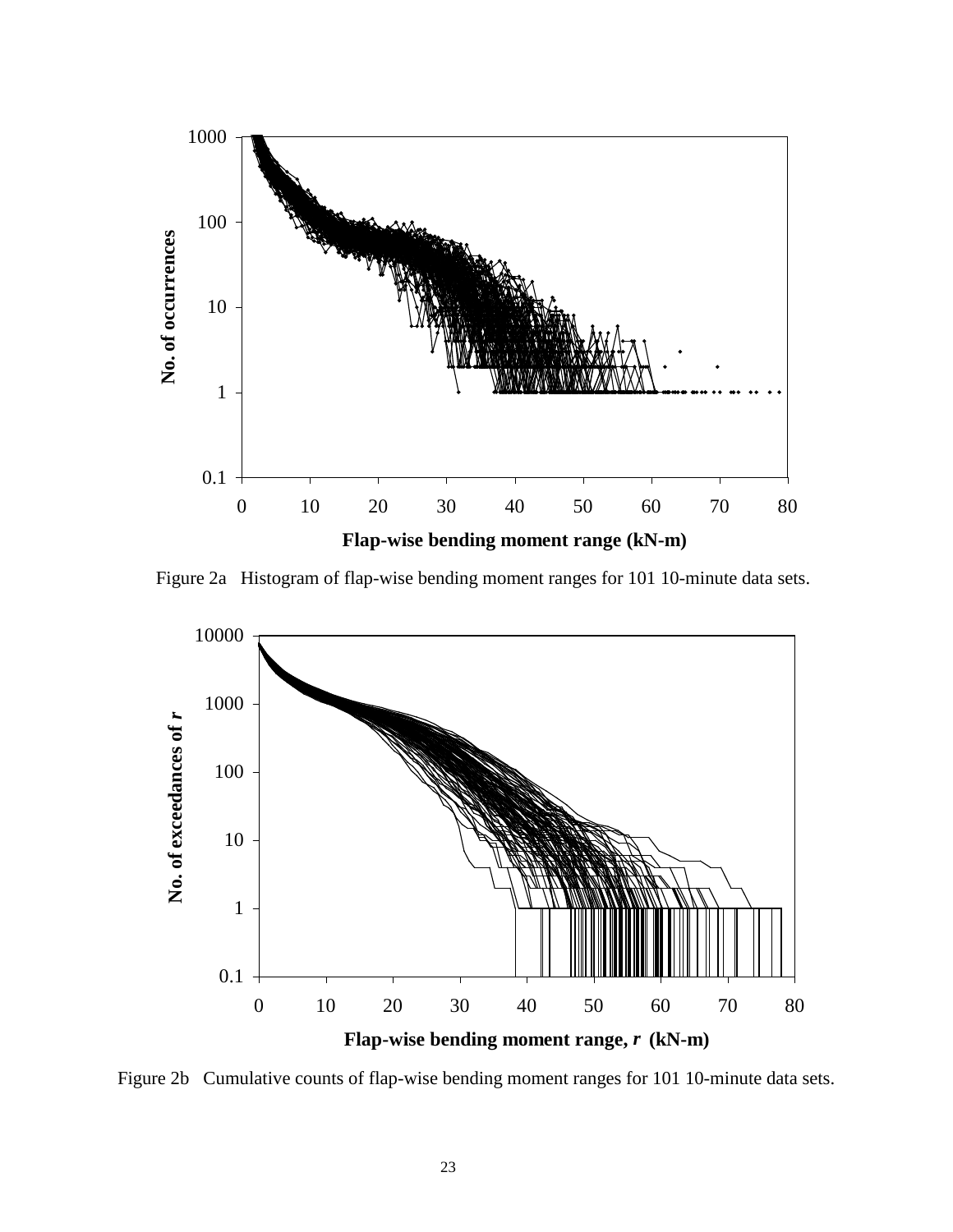Figure 2a   Histogram of flap-wise bending moment ranges for 101 10-minute data sets.

Figure 2b   Cumulative counts of flap-wise bending moment ranges for 101 10-minute data sets.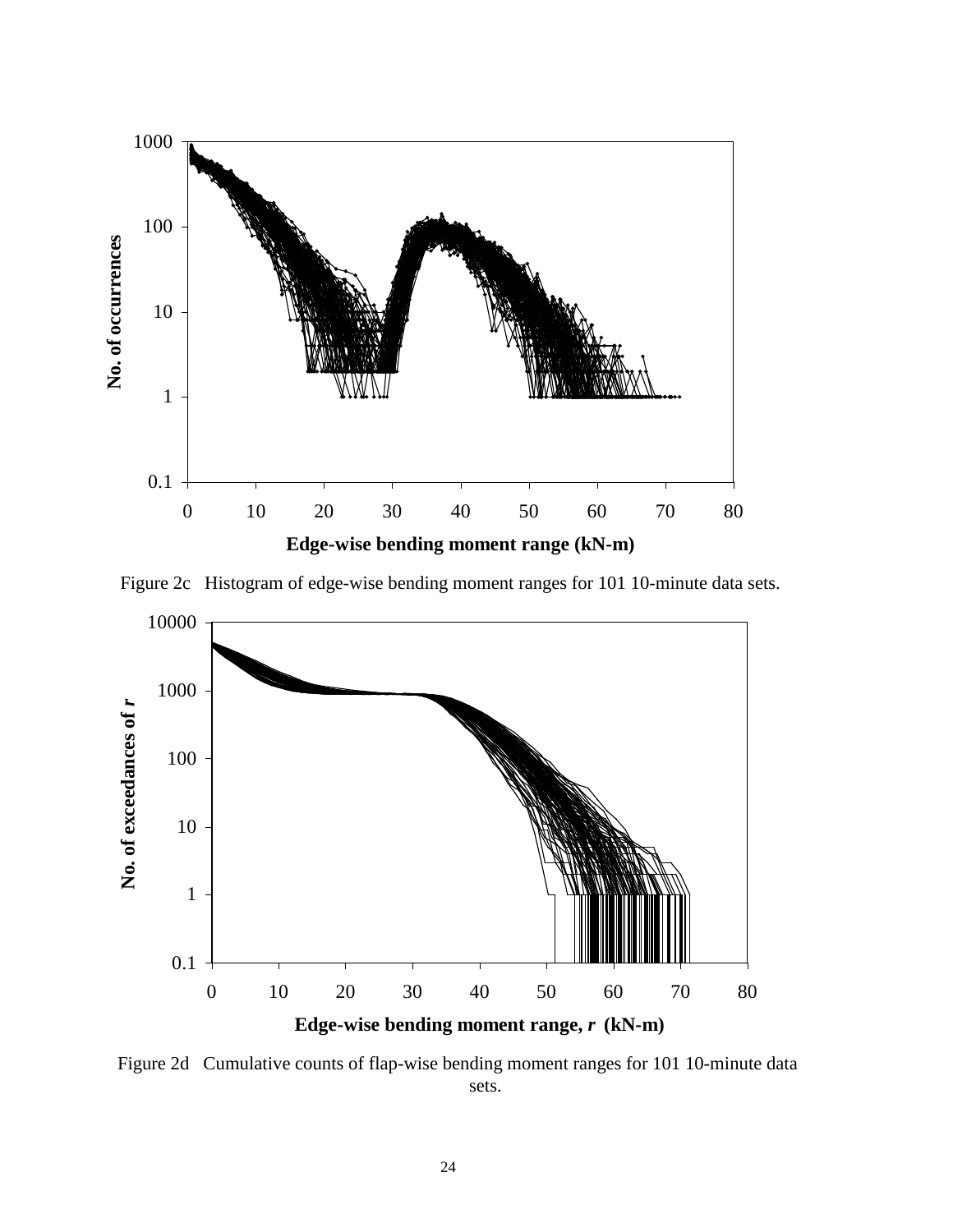Figure 2c   Histogram of edge-wise bending moment ranges for 101 10-minute data sets.

Figure 2d   Cumulative counts of flap-wise bending moment ranges for 101 10-minute data sets.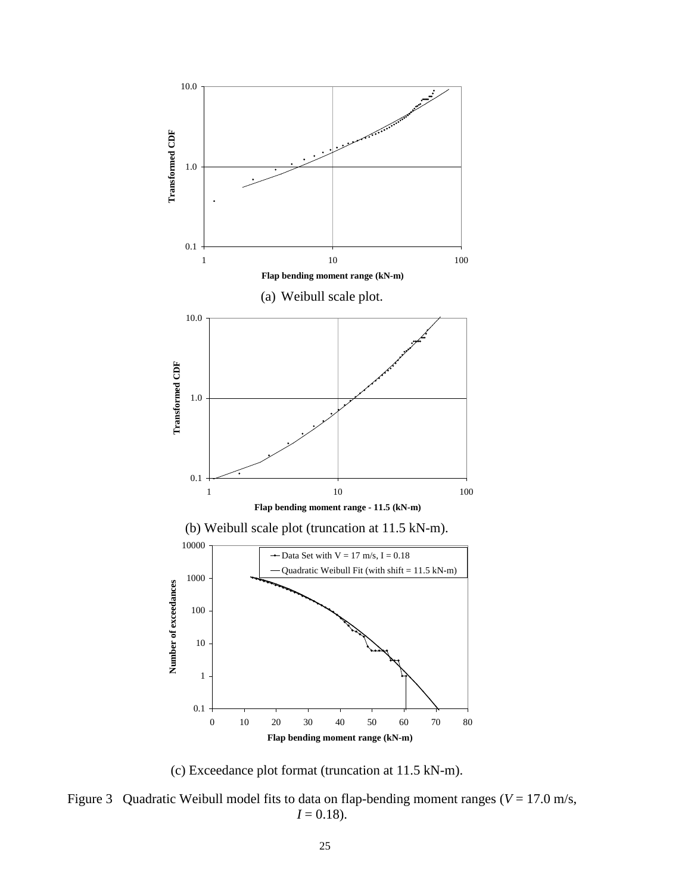(a) Weibull scale plot.

(b) Weibull scale plot (truncation at 11.5 kN-m).

(c) Exceedance plot format (truncation at 11.5 kN-m).

Figure 3 Quadratic Weibull model fits to data on flap-bending moment ranges ($V$ = 17.0 m/s, $I$ = 0.18).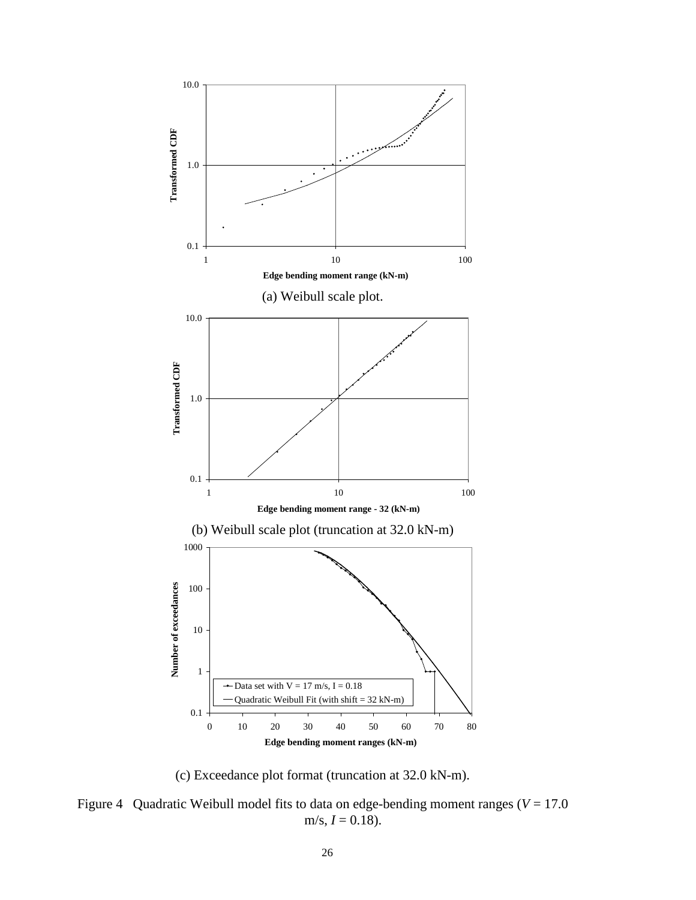(a) Weibull scale plot.

(b) Weibull scale plot (truncation at 32.0 kN-m)

(c) Exceedance plot format (truncation at 32.0 kN-m).

Figure 4 Quadratic Weibull model fits to data on edge-bending moment ranges ($V$ = 17.0 m/s, $I$ = 0.18).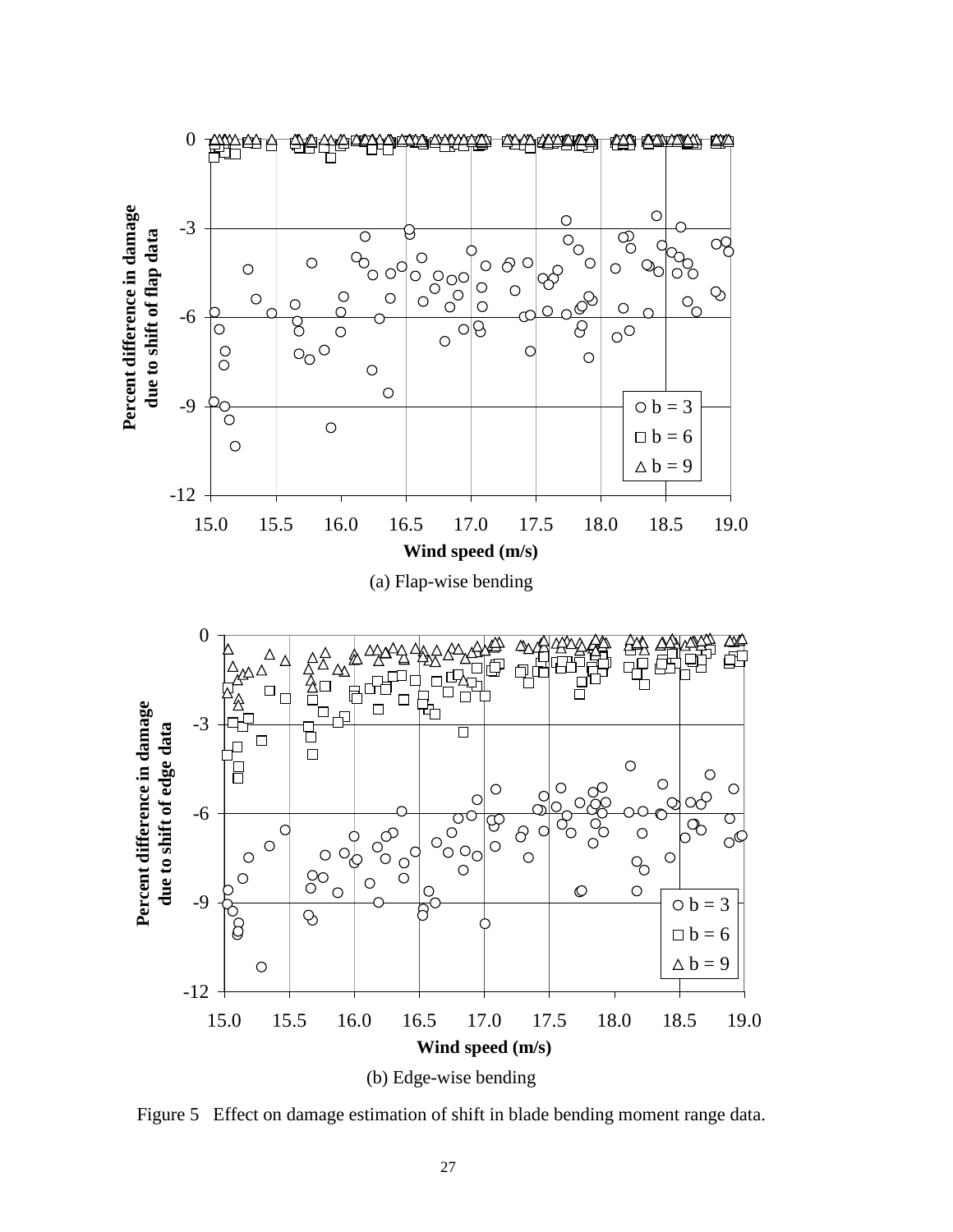(a) Flap-wise bending

(b) Edge-wise bending

Figure 5 Effect on damage estimation of shift in blade bending moment range data.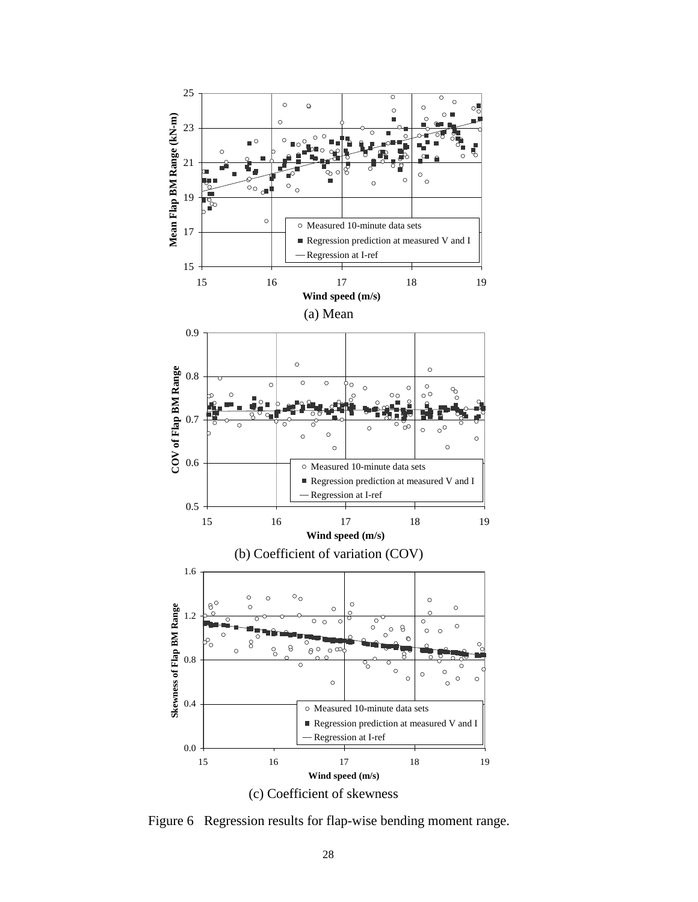(a) Mean

(b) Coefficient of variation (COV)

(c) Coefficient of skewness

Figure 6 Regression results for flap-wise bending moment range.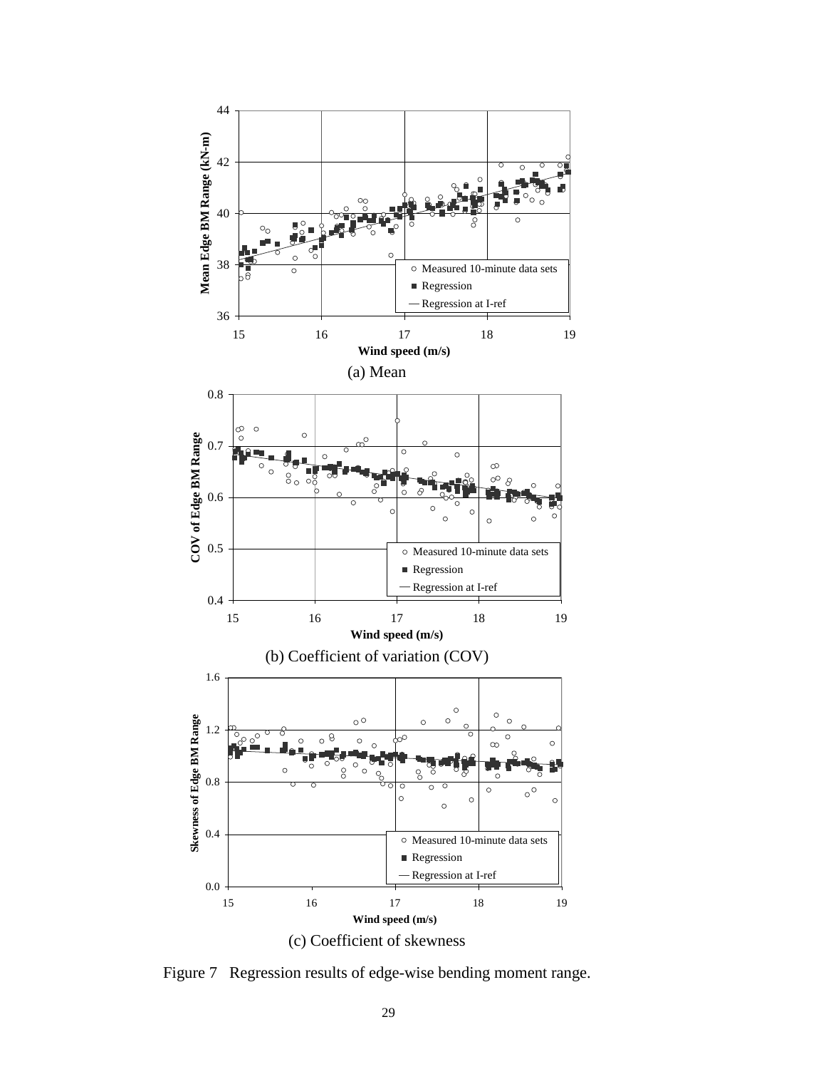(a) Mean

(b) Coefficient of variation (COV)

(c) Coefficient of skewness

Figure 7 Regression results of edge-wise bending moment range.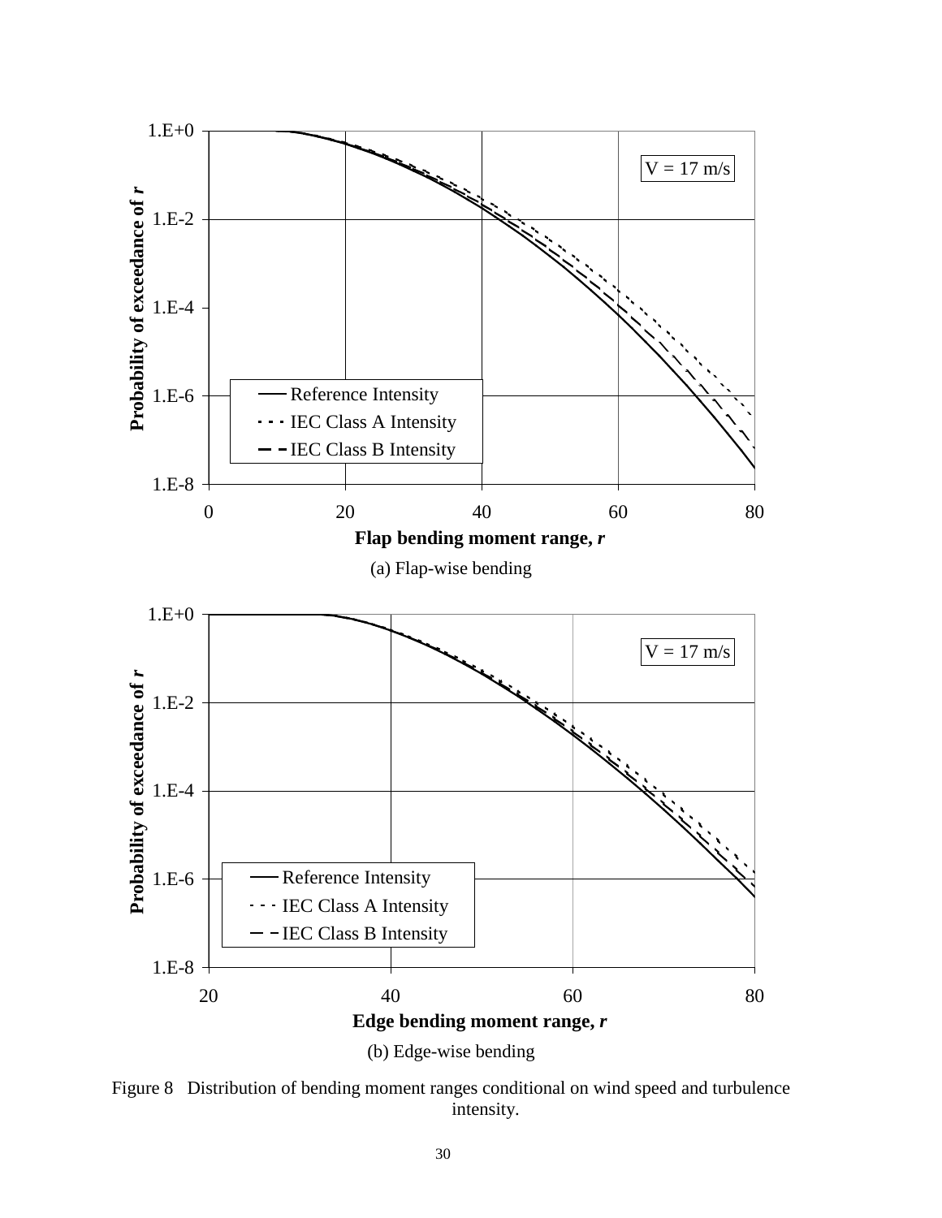(a) Flap-wise bending

(b) Edge-wise bending

Figure 8 Distribution of bending moment ranges conditional on wind speed and turbulence intensity.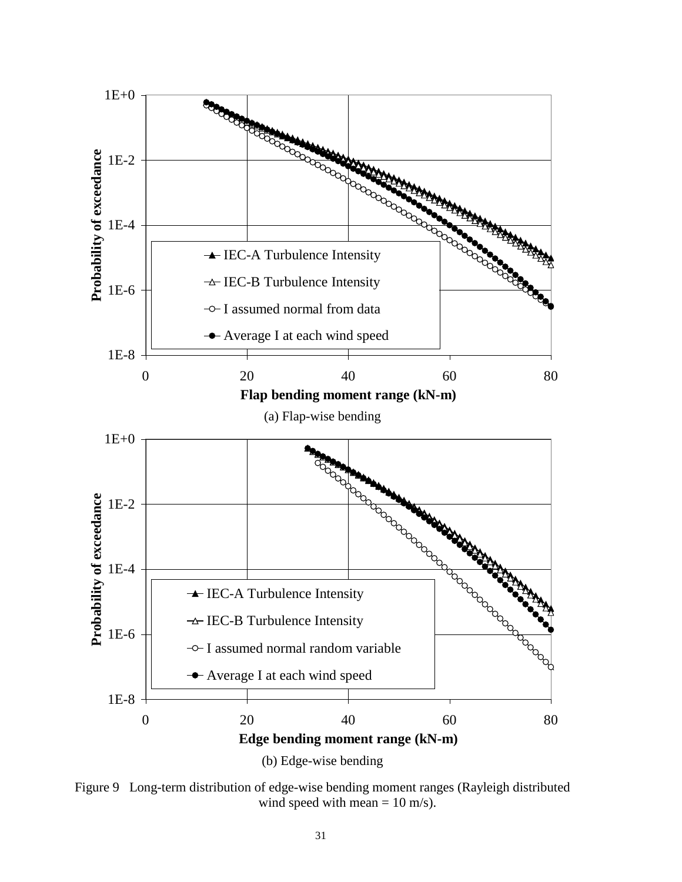(a) Flap-wise bending

(b) Edge-wise bending

Figure 9 Long-term distribution of edge-wise bending moment ranges (Rayleigh distributed wind speed with mean = 10 m/s).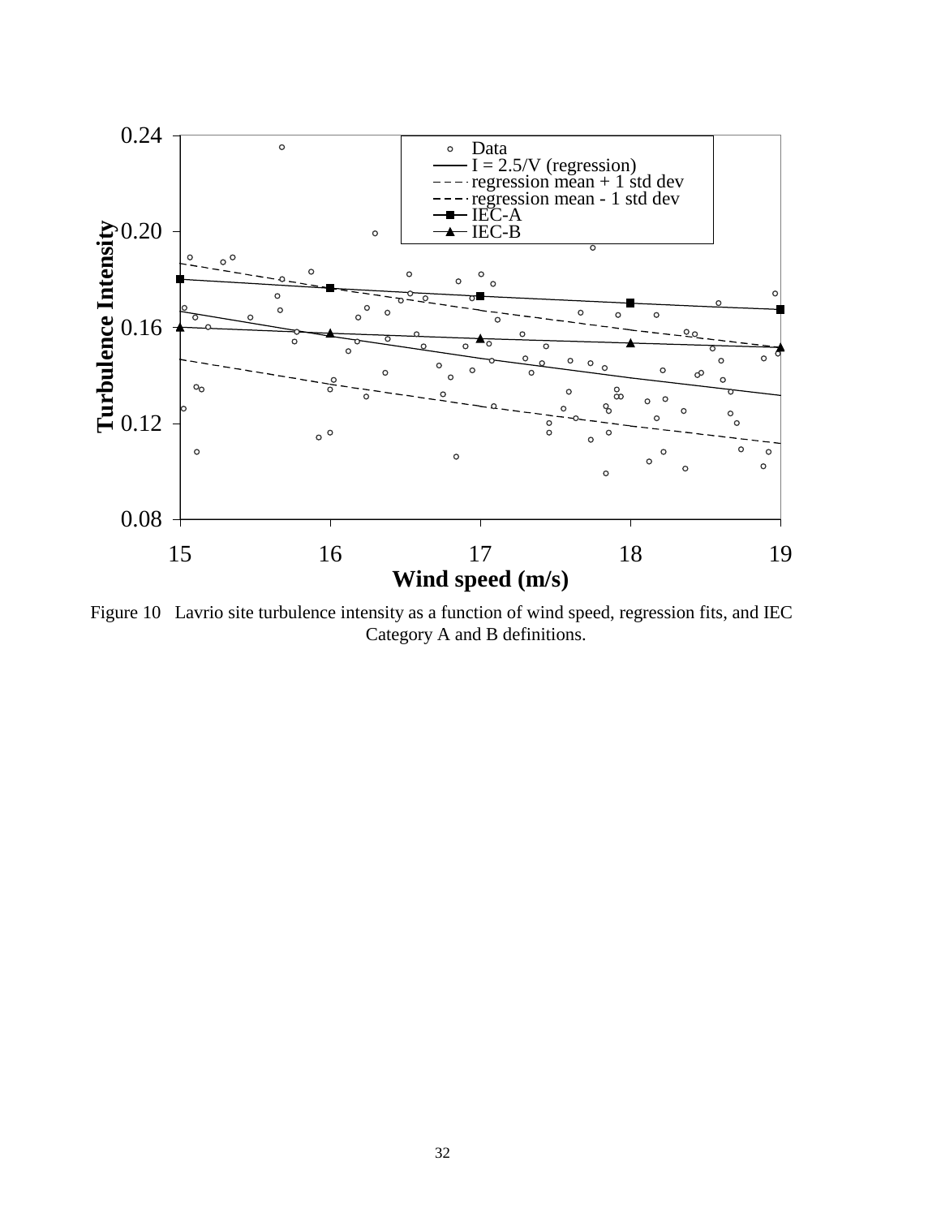Figure 10 Lavrio site turbulence intensity as a function of wind speed, regression fits, and IEC Category A and B definitions.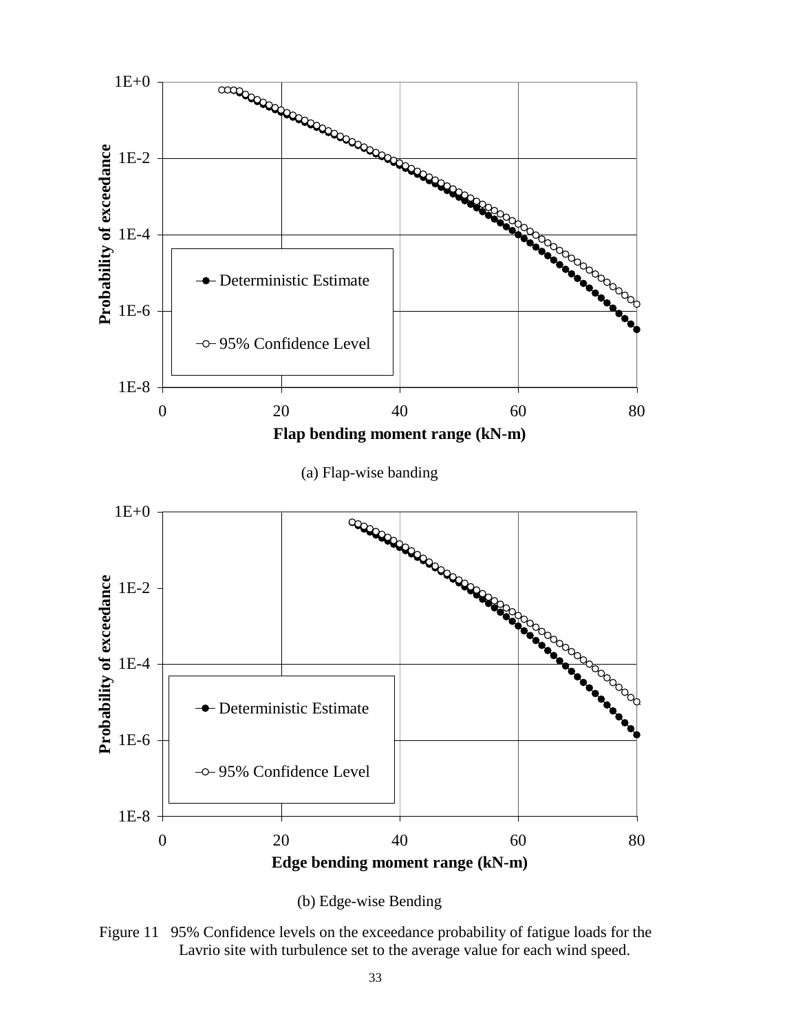1E+0

1E-2

1E-4

1E-6

1E-8

Probability of exceedance

Deterministic Estimate

95% Confidence Level

0 20 40 60 80

Flap bending moment range (kN-m)

(a) Flap-wise banding

1E+0

1E-2

1E-4

1E-6

1E-8

Probability of exceedance

Deterministic Estimate

95% Confidence Level

0 20 40 60 80

Edge bending moment range (kN-m)

(b) Edge-wise Bending

Figure 11 95% Confidence levels on the exceedance probability of fatigue loads for the Lavrio site with turbulence set to the average value for each wind speed.